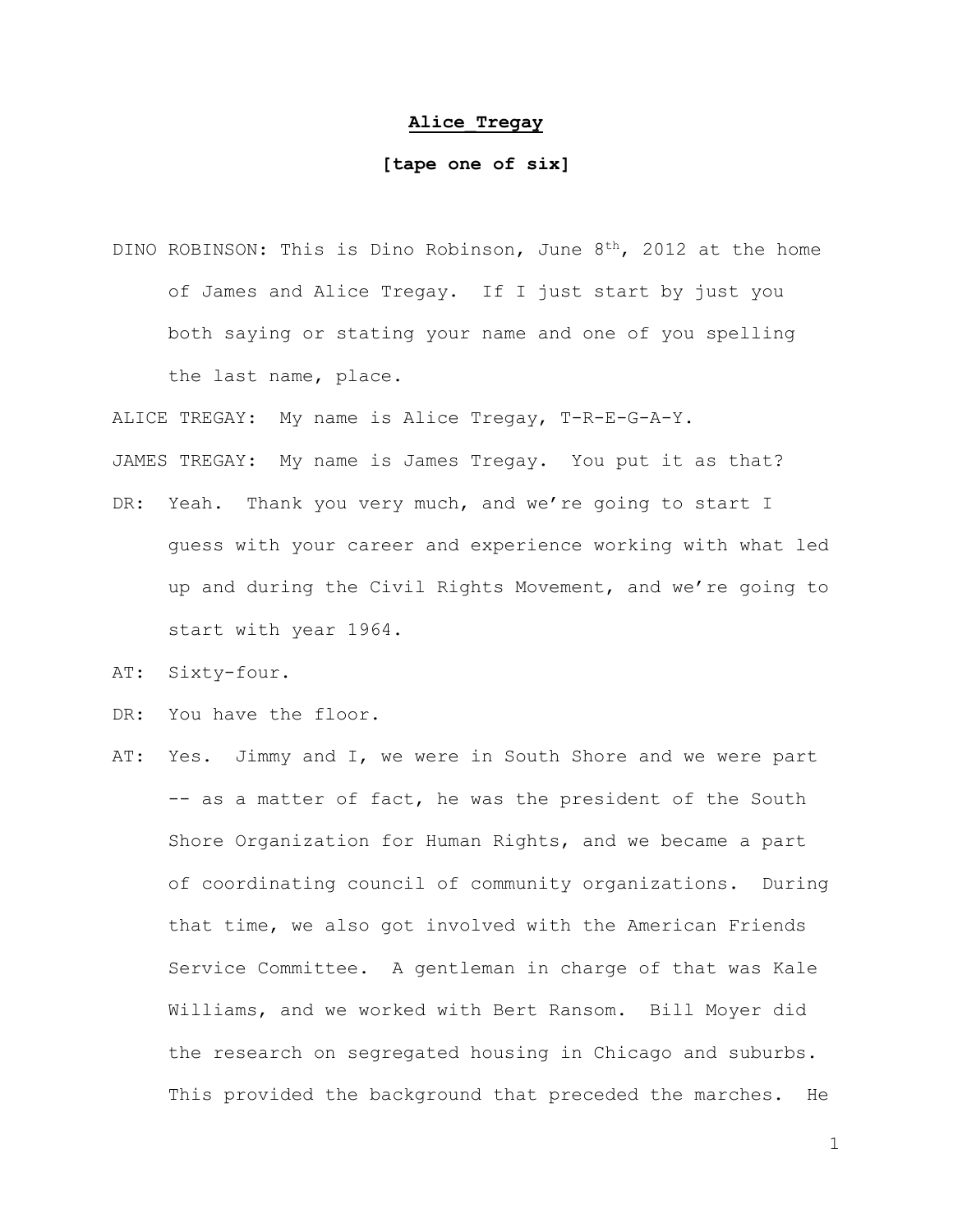**Alice_Tregay**

**[tape one of six]**

DINO ROBINSON: This is Dino Robinson, June 8th, 2012 at the home of James and Alice Tregay. If I just start by just you both saying or stating your name and one of you spelling the last name, place.

ALICE TREGAY: My name is Alice Tregay, T-R-E-G-A-Y.

JAMES TREGAY: My name is James Tregay. You put it as that?

DR: Yeah. Thank you very much, and we're going to start I guess with your career and experience working with what led up and during the Civil Rights Movement, and we're going to start with year 1964.

AT: Sixty-four.

DR: You have the floor.

AT: Yes. Jimmy and I, we were in South Shore and we were part -- as a matter of fact, he was the president of the South Shore Organization for Human Rights, and we became a part of coordinating council of community organizations. During that time, we also got involved with the American Friends Service Committee. A gentleman in charge of that was Kale Williams, and we worked with Bert Ransom. Bill Moyer did the research on segregated housing in Chicago and suburbs. This provided the background that preceded the marches. He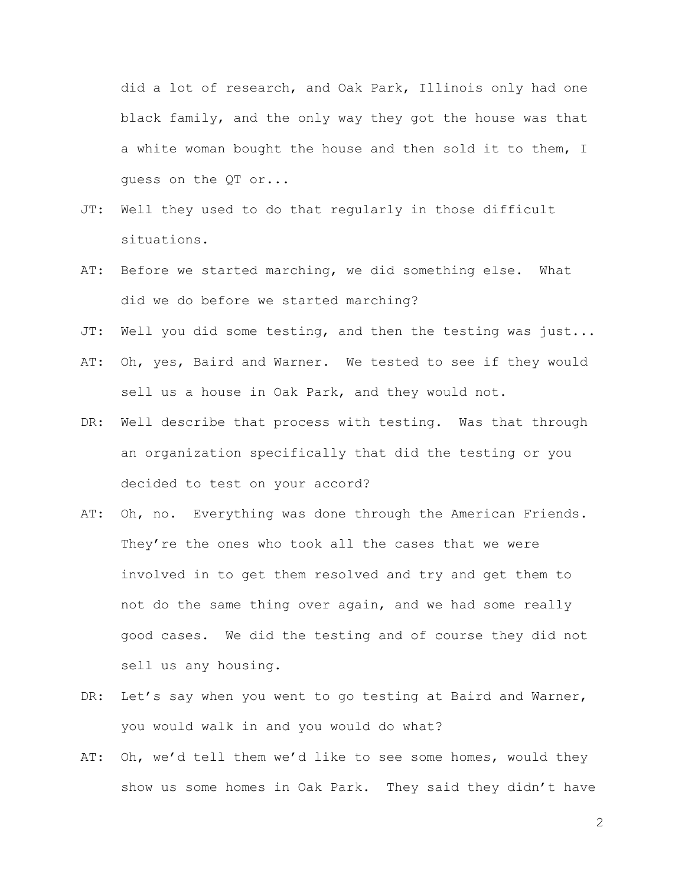did a lot of research, and Oak Park, Illinois only had one black family, and the only way they got the house was that a white woman bought the house and then sold it to them, I guess on the QT or...

JT: Well they used to do that regularly in those difficult situations.

AT: Before we started marching, we did something else. What did we do before we started marching?

JT: Well you did some testing, and then the testing was just...

AT: Oh, yes, Baird and Warner. We tested to see if they would sell us a house in Oak Park, and they would not.

DR: Well describe that process with testing. Was that through an organization specifically that did the testing or you decided to test on your accord?

AT: Oh, no. Everything was done through the American Friends. They're the ones who took all the cases that we were involved in to get them resolved and try and get them to not do the same thing over again, and we had some really good cases. We did the testing and of course they did not sell us any housing.

DR: Let's say when you went to go testing at Baird and Warner, you would walk in and you would do what?

AT: Oh, we'd tell them we'd like to see some homes, would they show us some homes in Oak Park. They said they didn't have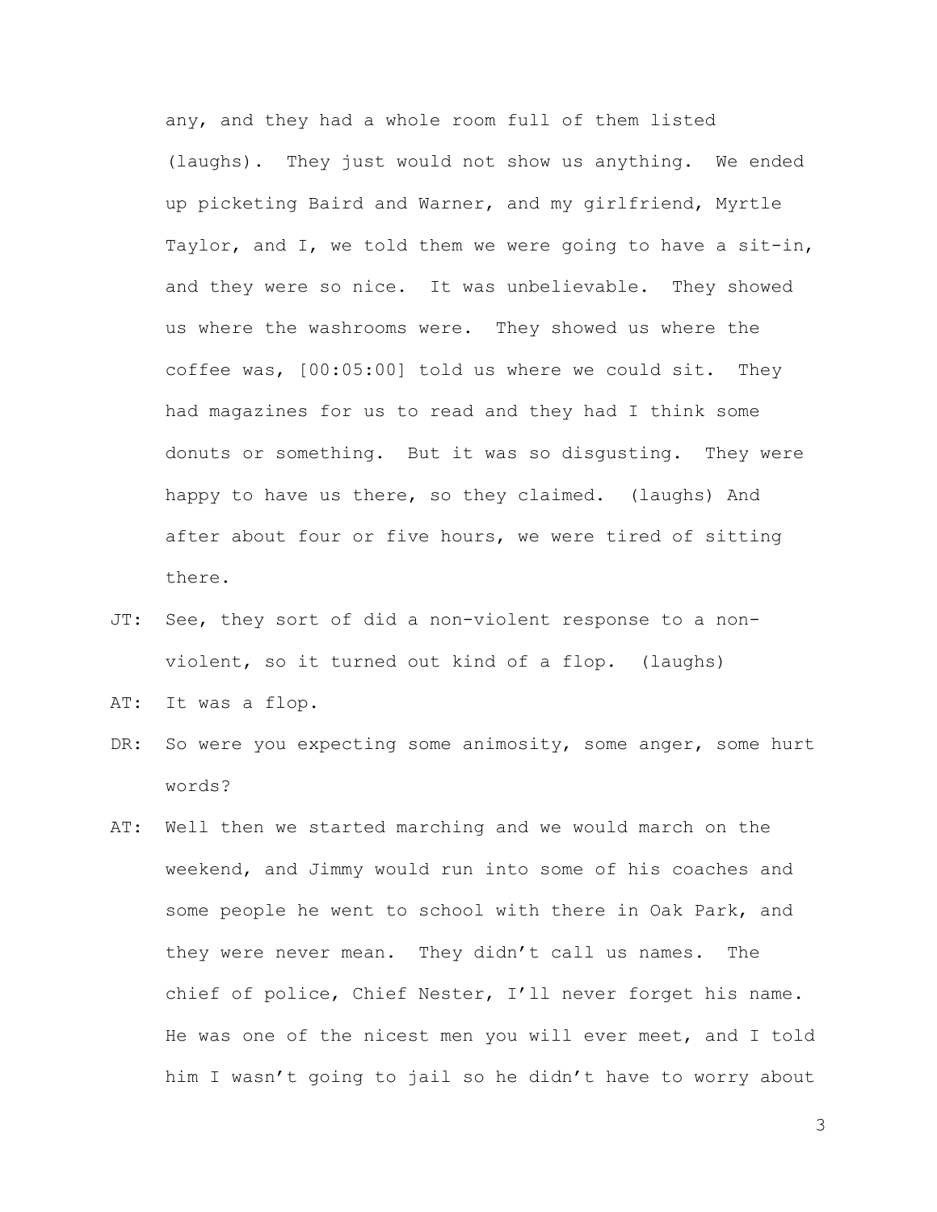any, and they had a whole room full of them listed (laughs). They just would not show us anything. We ended up picketing Baird and Warner, and my girlfriend, Myrtle Taylor, and I, we told them we were going to have a sit-in, and they were so nice. It was unbelievable. They showed us where the washrooms were. They showed us where the coffee was, [00:05:00] told us where we could sit. They had magazines for us to read and they had I think some donuts or something. But it was so disgusting. They were happy to have us there, so they claimed. (laughs) And after about four or five hours, we were tired of sitting there.

JT: See, they sort of did a non-violent response to a non-violent, so it turned out kind of a flop. (laughs)

AT: It was a flop.

DR: So were you expecting some animosity, some anger, some hurt words?

AT: Well then we started marching and we would march on the weekend, and Jimmy would run into some of his coaches and some people he went to school with there in Oak Park, and they were never mean. They didn't call us names. The chief of police, Chief Nester, I'll never forget his name. He was one of the nicest men you will ever meet, and I told him I wasn't going to jail so he didn't have to worry about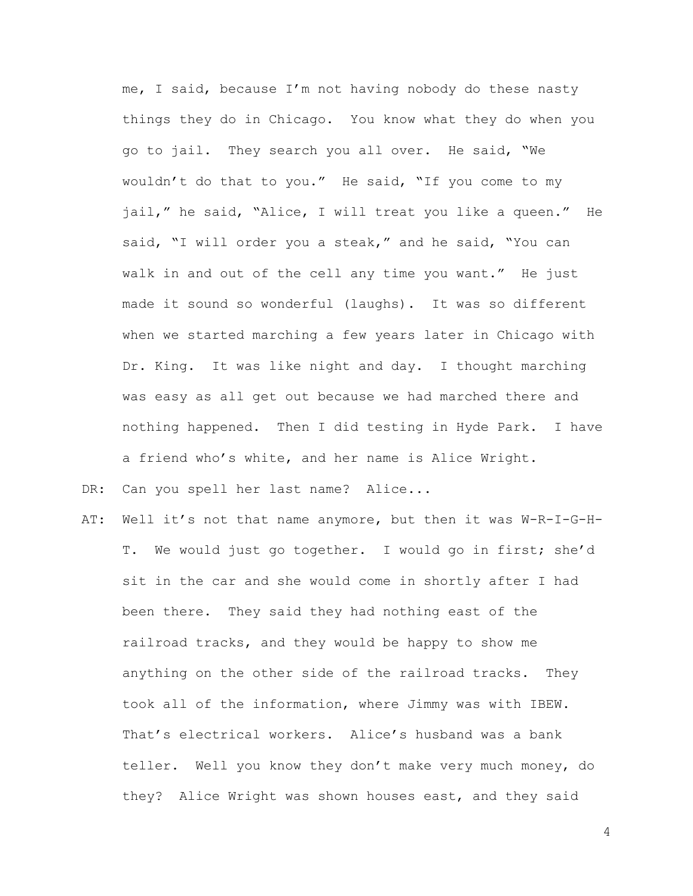me, I said, because I'm not having nobody do these nasty things they do in Chicago. You know what they do when you go to jail. They search you all over. He said, "We wouldn't do that to you." He said, "If you come to my jail," he said, "Alice, I will treat you like a queen." He said, "I will order you a steak," and he said, "You can walk in and out of the cell any time you want." He just made it sound so wonderful (laughs). It was so different when we started marching a few years later in Chicago with Dr. King. It was like night and day. I thought marching was easy as all get out because we had marched there and nothing happened. Then I did testing in Hyde Park. I have a friend who's white, and her name is Alice Wright.

DR: Can you spell her last name? Alice...

AT: Well it's not that name anymore, but then it was W-R-I-G-H-T. We would just go together. I would go in first; she'd sit in the car and she would come in shortly after I had been there. They said they had nothing east of the railroad tracks, and they would be happy to show me anything on the other side of the railroad tracks. They took all of the information, where Jimmy was with IBEW. That's electrical workers. Alice's husband was a bank teller. Well you know they don't make very much money, do they? Alice Wright was shown houses east, and they said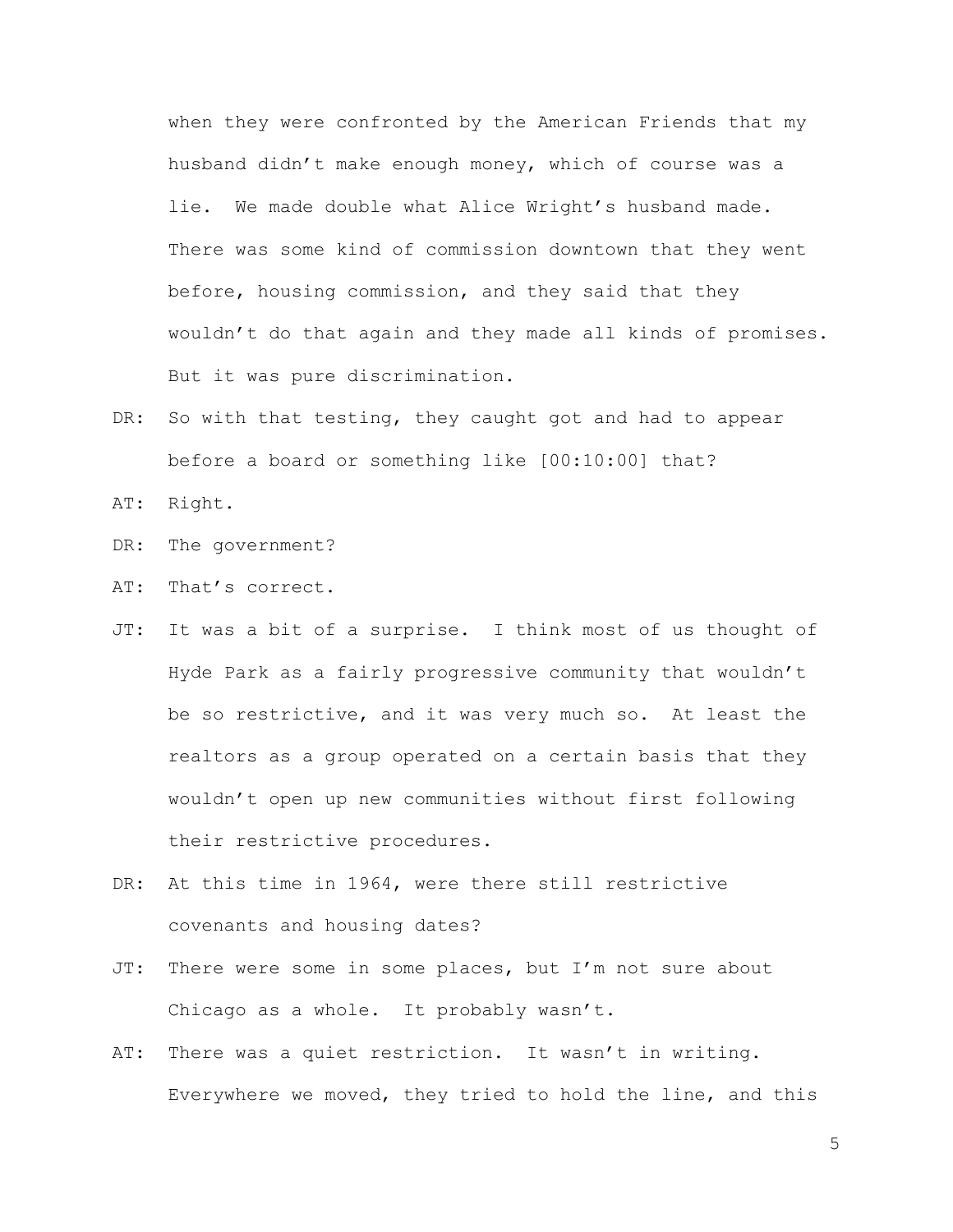when they were confronted by the American Friends that my husband didn't make enough money, which of course was a lie. We made double what Alice Wright's husband made. There was some kind of commission downtown that they went before, housing commission, and they said that they wouldn't do that again and they made all kinds of promises. But it was pure discrimination.

DR: So with that testing, they caught got and had to appear before a board or something like [00:10:00] that?

AT: Right.

DR: The government?

AT: That's correct.

JT: It was a bit of a surprise. I think most of us thought of Hyde Park as a fairly progressive community that wouldn't be so restrictive, and it was very much so. At least the realtors as a group operated on a certain basis that they wouldn't open up new communities without first following their restrictive procedures.

DR: At this time in 1964, were there still restrictive covenants and housing dates?

JT: There were some in some places, but I'm not sure about Chicago as a whole. It probably wasn't.

AT: There was a quiet restriction. It wasn't in writing. Everywhere we moved, they tried to hold the line, and this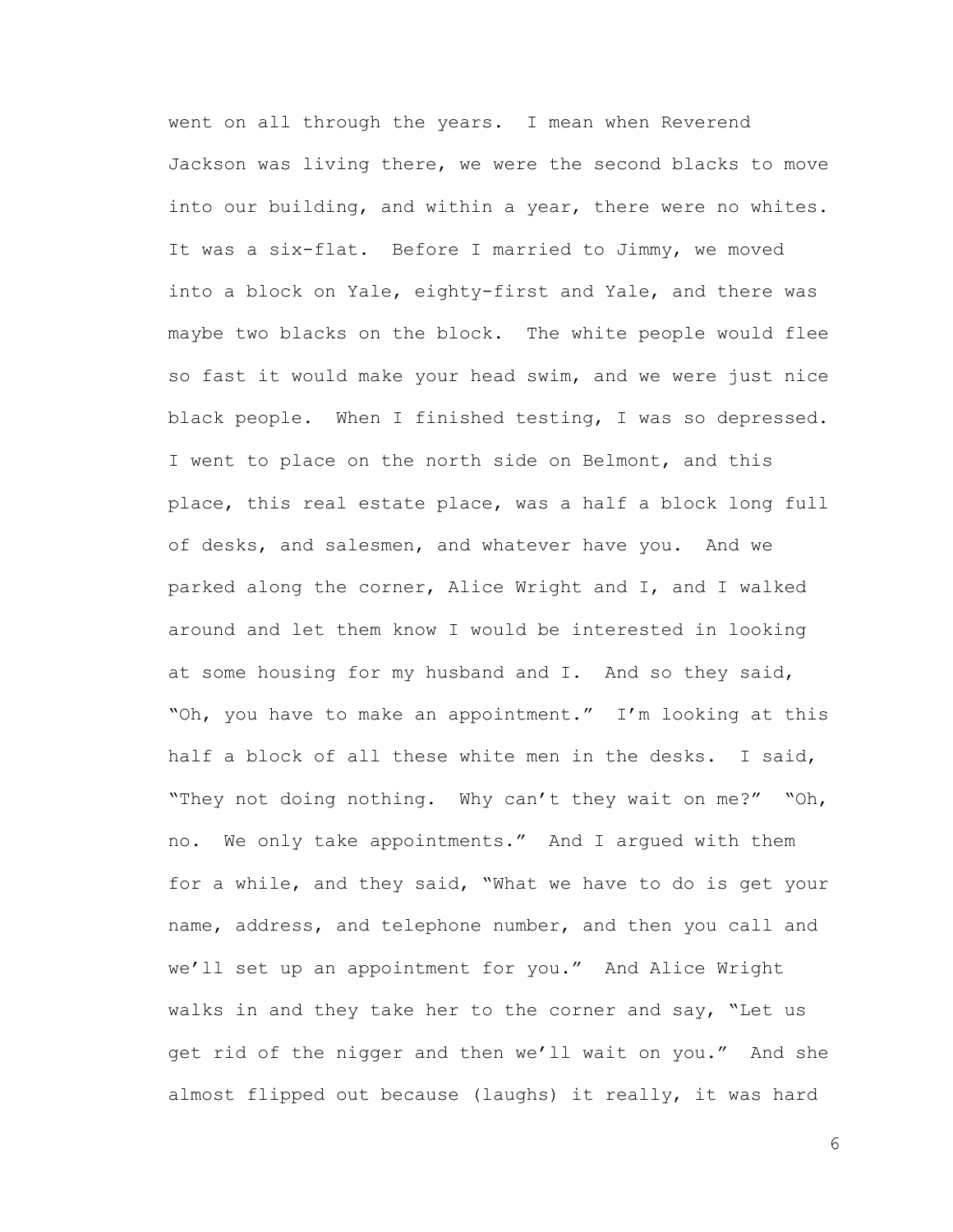went on all through the years. I mean when Reverend Jackson was living there, we were the second blacks to move into our building, and within a year, there were no whites. It was a six-flat. Before I married to Jimmy, we moved into a block on Yale, eighty-first and Yale, and there was maybe two blacks on the block. The white people would flee so fast it would make your head swim, and we were just nice black people. When I finished testing, I was so depressed. I went to place on the north side on Belmont, and this place, this real estate place, was a half a block long full of desks, and salesmen, and whatever have you. And we parked along the corner, Alice Wright and I, and I walked around and let them know I would be interested in looking at some housing for my husband and I. And so they said, "Oh, you have to make an appointment." I'm looking at this half a block of all these white men in the desks. I said, "They not doing nothing. Why can't they wait on me?" "Oh, no. We only take appointments." And I argued with them for a while, and they said, "What we have to do is get your name, address, and telephone number, and then you call and we'll set up an appointment for you." And Alice Wright walks in and they take her to the corner and say, "Let us get rid of the nigger and then we'll wait on you." And she almost flipped out because (laughs) it really, it was hard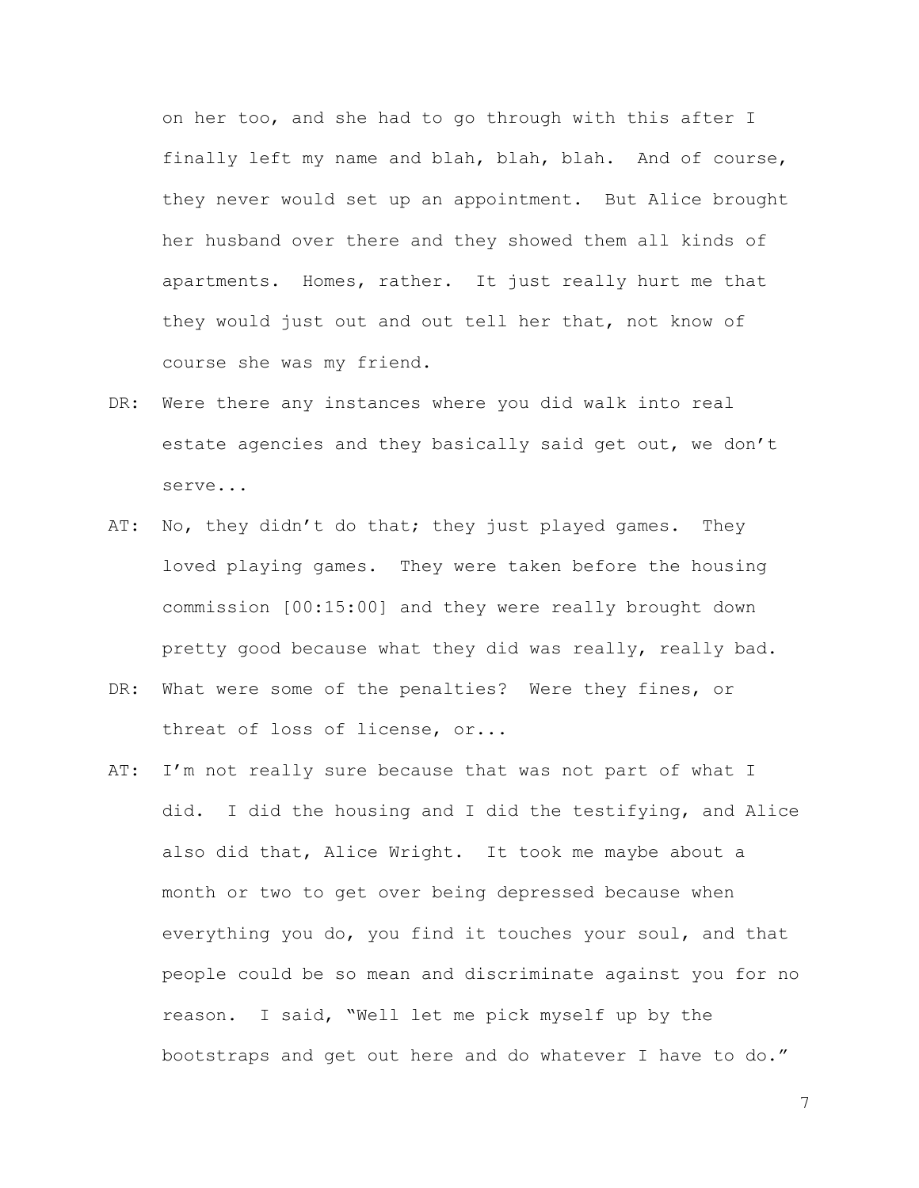on her too, and she had to go through with this after I finally left my name and blah, blah, blah. And of course, they never would set up an appointment. But Alice brought her husband over there and they showed them all kinds of apartments. Homes, rather. It just really hurt me that they would just out and out tell her that, not know of course she was my friend.

DR: Were there any instances where you did walk into real estate agencies and they basically said get out, we don't serve...

AT: No, they didn't do that; they just played games. They loved playing games. They were taken before the housing commission [00:15:00] and they were really brought down pretty good because what they did was really, really bad.

DR: What were some of the penalties? Were they fines, or threat of loss of license, or...

AT: I'm not really sure because that was not part of what I did. I did the housing and I did the testifying, and Alice also did that, Alice Wright. It took me maybe about a month or two to get over being depressed because when everything you do, you find it touches your soul, and that people could be so mean and discriminate against you for no reason. I said, "Well let me pick myself up by the bootstraps and get out here and do whatever I have to do."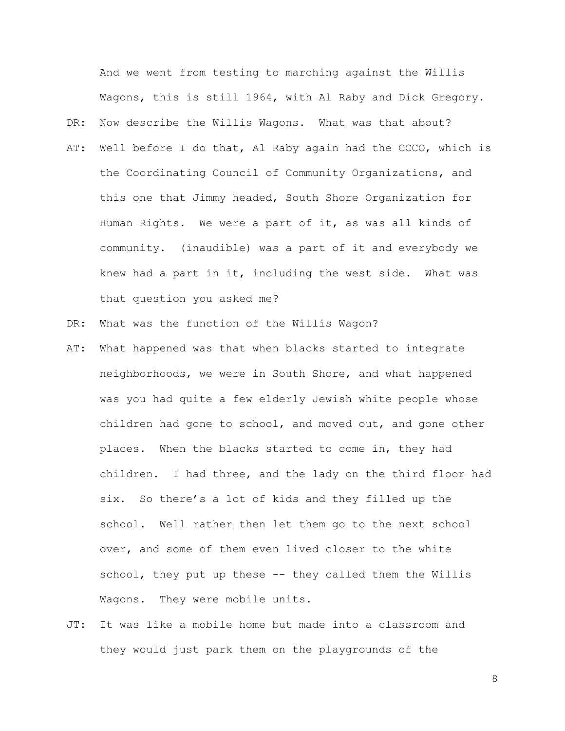And we went from testing to marching against the Willis Wagons, this is still 1964, with Al Raby and Dick Gregory.

DR: Now describe the Willis Wagons. What was that about?

AT: Well before I do that, Al Raby again had the CCCO, which is the Coordinating Council of Community Organizations, and this one that Jimmy headed, South Shore Organization for Human Rights. We were a part of it, as was all kinds of community. (inaudible) was a part of it and everybody we knew had a part in it, including the west side. What was that question you asked me?

DR: What was the function of the Willis Wagon?

AT: What happened was that when blacks started to integrate neighborhoods, we were in South Shore, and what happened was you had quite a few elderly Jewish white people whose children had gone to school, and moved out, and gone other places. When the blacks started to come in, they had children. I had three, and the lady on the third floor had six. So there's a lot of kids and they filled up the school. Well rather then let them go to the next school over, and some of them even lived closer to the white school, they put up these -- they called them the Willis Wagons. They were mobile units.

JT: It was like a mobile home but made into a classroom and they would just park them on the playgrounds of the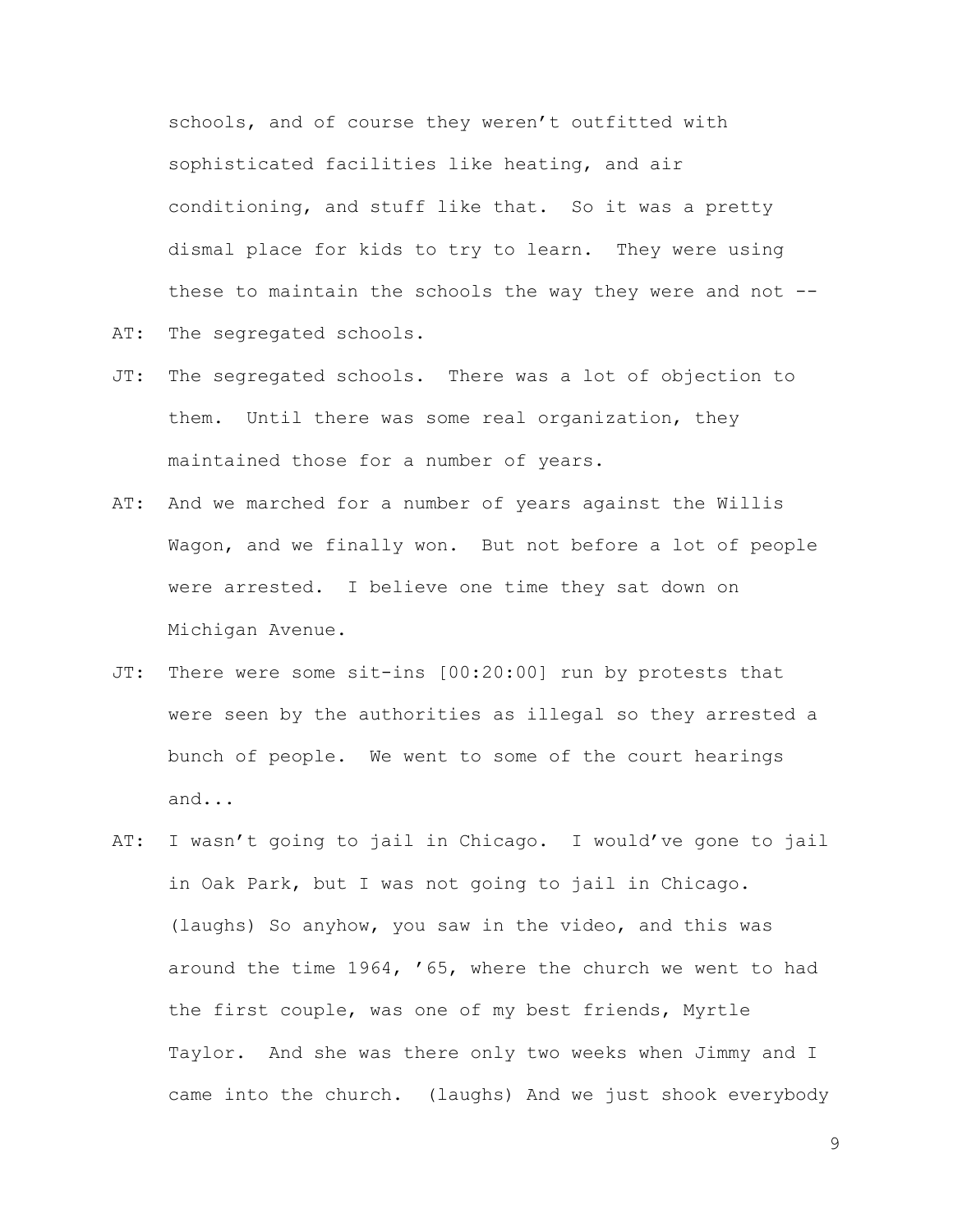schools, and of course they weren't outfitted with sophisticated facilities like heating, and air conditioning, and stuff like that. So it was a pretty dismal place for kids to try to learn. They were using these to maintain the schools the way they were and not --

AT: The segregated schools.

JT: The segregated schools. There was a lot of objection to them. Until there was some real organization, they maintained those for a number of years.

AT: And we marched for a number of years against the Willis Wagon, and we finally won. But not before a lot of people were arrested. I believe one time they sat down on Michigan Avenue.

JT: There were some sit-ins [00:20:00] run by protests that were seen by the authorities as illegal so they arrested a bunch of people. We went to some of the court hearings and...

AT: I wasn't going to jail in Chicago. I would've gone to jail in Oak Park, but I was not going to jail in Chicago. (laughs) So anyhow, you saw in the video, and this was around the time 1964, '65, where the church we went to had the first couple, was one of my best friends, Myrtle Taylor. And she was there only two weeks when Jimmy and I came into the church. (laughs) And we just shook everybody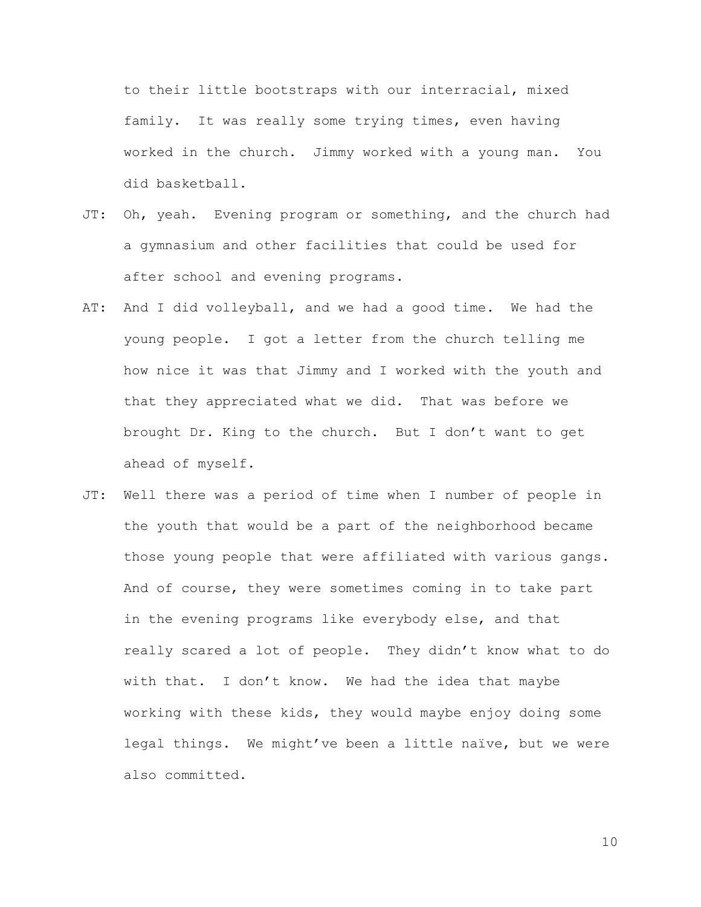to their little bootstraps with our interracial, mixed family. It was really some trying times, even having worked in the church. Jimmy worked with a young man. You did basketball.

JT: Oh, yeah. Evening program or something, and the church had a gymnasium and other facilities that could be used for after school and evening programs.

AT: And I did volleyball, and we had a good time. We had the young people. I got a letter from the church telling me how nice it was that Jimmy and I worked with the youth and that they appreciated what we did. That was before we brought Dr. King to the church. But I don't want to get ahead of myself.

JT: Well there was a period of time when I number of people in the youth that would be a part of the neighborhood became those young people that were affiliated with various gangs. And of course, they were sometimes coming in to take part in the evening programs like everybody else, and that really scared a lot of people. They didn't know what to do with that. I don't know. We had the idea that maybe working with these kids, they would maybe enjoy doing some legal things. We might've been a little naïve, but we were also committed.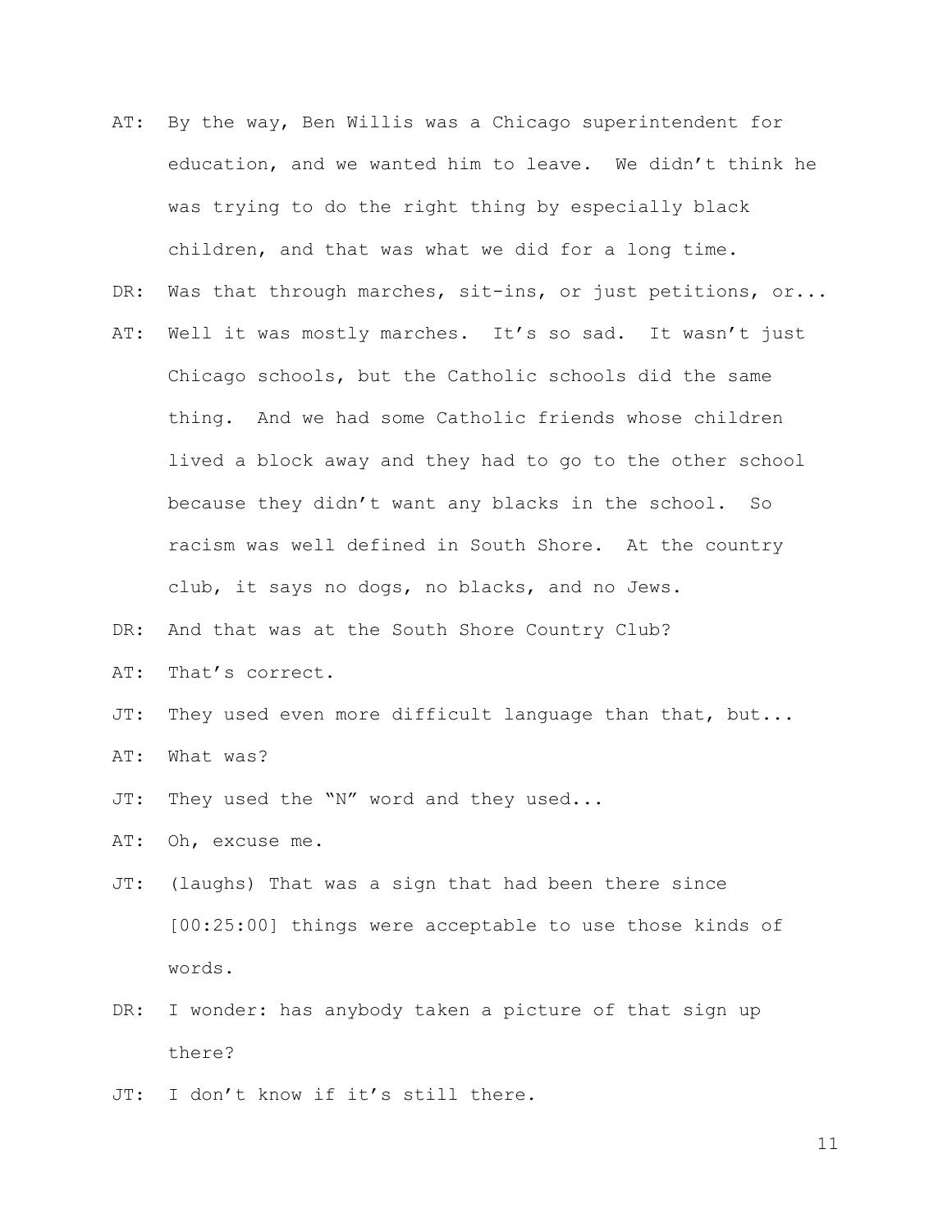AT: By the way, Ben Willis was a Chicago superintendent for education, and we wanted him to leave. We didn't think he was trying to do the right thing by especially black children, and that was what we did for a long time.

DR: Was that through marches, sit-ins, or just petitions, or...

AT: Well it was mostly marches. It's so sad. It wasn't just Chicago schools, but the Catholic schools did the same thing. And we had some Catholic friends whose children lived a block away and they had to go to the other school because they didn't want any blacks in the school. So racism was well defined in South Shore. At the country club, it says no dogs, no blacks, and no Jews.

DR: And that was at the South Shore Country Club?

AT: That's correct.

JT: They used even more difficult language than that, but...

AT: What was?

JT: They used the "N" word and they used...

AT: Oh, excuse me.

JT: (laughs) That was a sign that had been there since [00:25:00] things were acceptable to use those kinds of words.

DR: I wonder: has anybody taken a picture of that sign up there?

JT: I don't know if it's still there.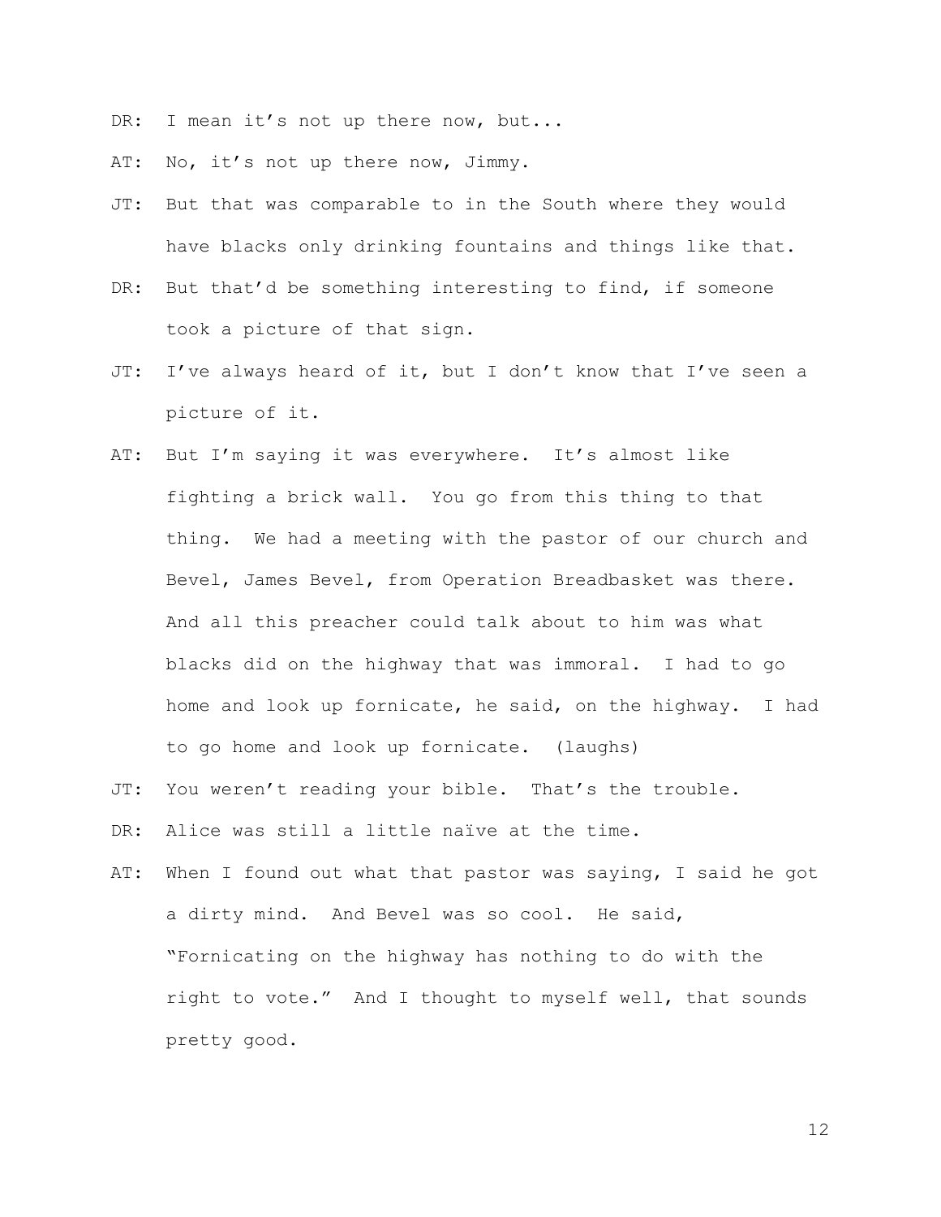DR: I mean it's not up there now, but...

AT: No, it's not up there now, Jimmy.

JT: But that was comparable to in the South where they would have blacks only drinking fountains and things like that.

DR: But that'd be something interesting to find, if someone took a picture of that sign.

JT: I've always heard of it, but I don't know that I've seen a picture of it.

AT: But I'm saying it was everywhere. It's almost like fighting a brick wall. You go from this thing to that thing. We had a meeting with the pastor of our church and Bevel, James Bevel, from Operation Breadbasket was there. And all this preacher could talk about to him was what blacks did on the highway that was immoral. I had to go home and look up fornicate, he said, on the highway. I had to go home and look up fornicate. (laughs)

JT: You weren't reading your bible. That's the trouble.

DR: Alice was still a little naïve at the time.

AT: When I found out what that pastor was saying, I said he got a dirty mind. And Bevel was so cool. He said, "Fornicating on the highway has nothing to do with the right to vote." And I thought to myself well, that sounds pretty good.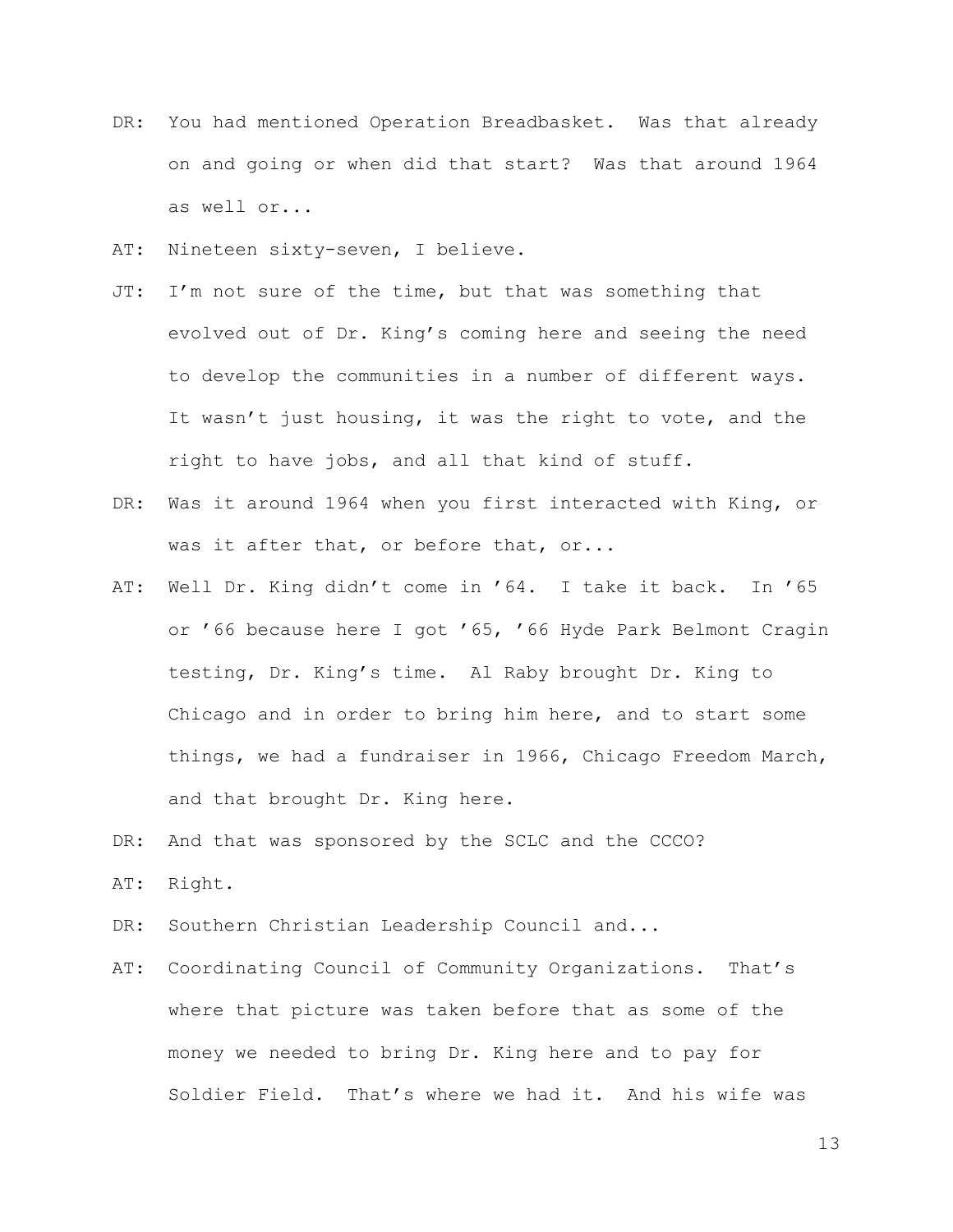DR: You had mentioned Operation Breadbasket. Was that already on and going or when did that start? Was that around 1964 as well or...

AT: Nineteen sixty-seven, I believe.

JT: I'm not sure of the time, but that was something that evolved out of Dr. King's coming here and seeing the need to develop the communities in a number of different ways. It wasn't just housing, it was the right to vote, and the right to have jobs, and all that kind of stuff.

DR: Was it around 1964 when you first interacted with King, or was it after that, or before that, or...

AT: Well Dr. King didn't come in '64. I take it back. In '65 or '66 because here I got '65, '66 Hyde Park Belmont Cragin testing, Dr. King's time. Al Raby brought Dr. King to Chicago and in order to bring him here, and to start some things, we had a fundraiser in 1966, Chicago Freedom March, and that brought Dr. King here.

DR: And that was sponsored by the SCLC and the CCCO?

AT: Right.

DR: Southern Christian Leadership Council and...

AT: Coordinating Council of Community Organizations. That's where that picture was taken before that as some of the money we needed to bring Dr. King here and to pay for Soldier Field. That's where we had it. And his wife was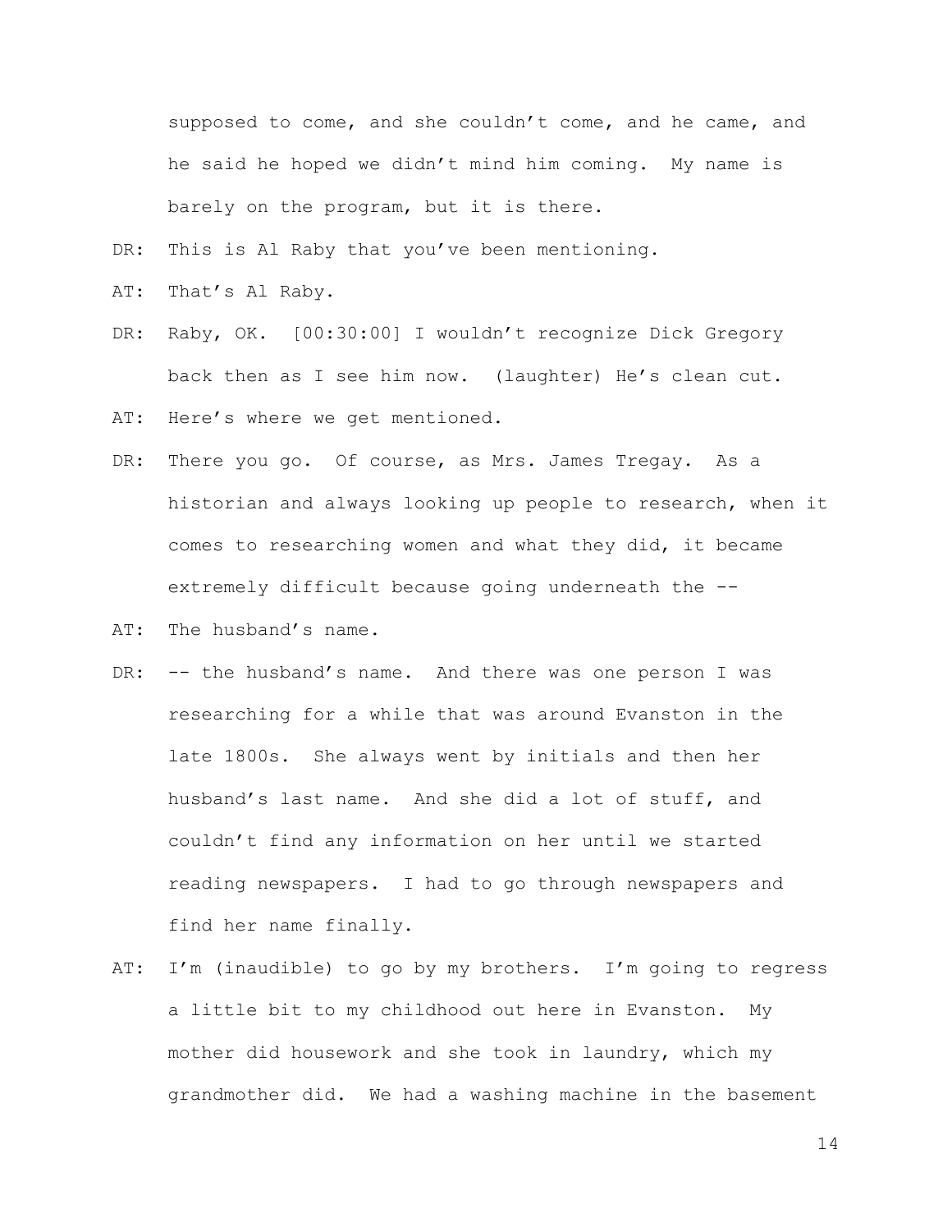supposed to come, and she couldn't come, and he came, and he said he hoped we didn't mind him coming. My name is barely on the program, but it is there.

DR: This is Al Raby that you've been mentioning.

AT: That's Al Raby.

DR: Raby, OK. [00:30:00] I wouldn't recognize Dick Gregory back then as I see him now. (laughter) He's clean cut.

AT: Here's where we get mentioned.

DR: There you go. Of course, as Mrs. James Tregay. As a historian and always looking up people to research, when it comes to researching women and what they did, it became extremely difficult because going underneath the --

AT: The husband's name.

DR: -- the husband's name. And there was one person I was researching for a while that was around Evanston in the late 1800s. She always went by initials and then her husband's last name. And she did a lot of stuff, and couldn't find any information on her until we started reading newspapers. I had to go through newspapers and find her name finally.

AT: I'm (inaudible) to go by my brothers. I'm going to regress a little bit to my childhood out here in Evanston. My mother did housework and she took in laundry, which my grandmother did. We had a washing machine in the basement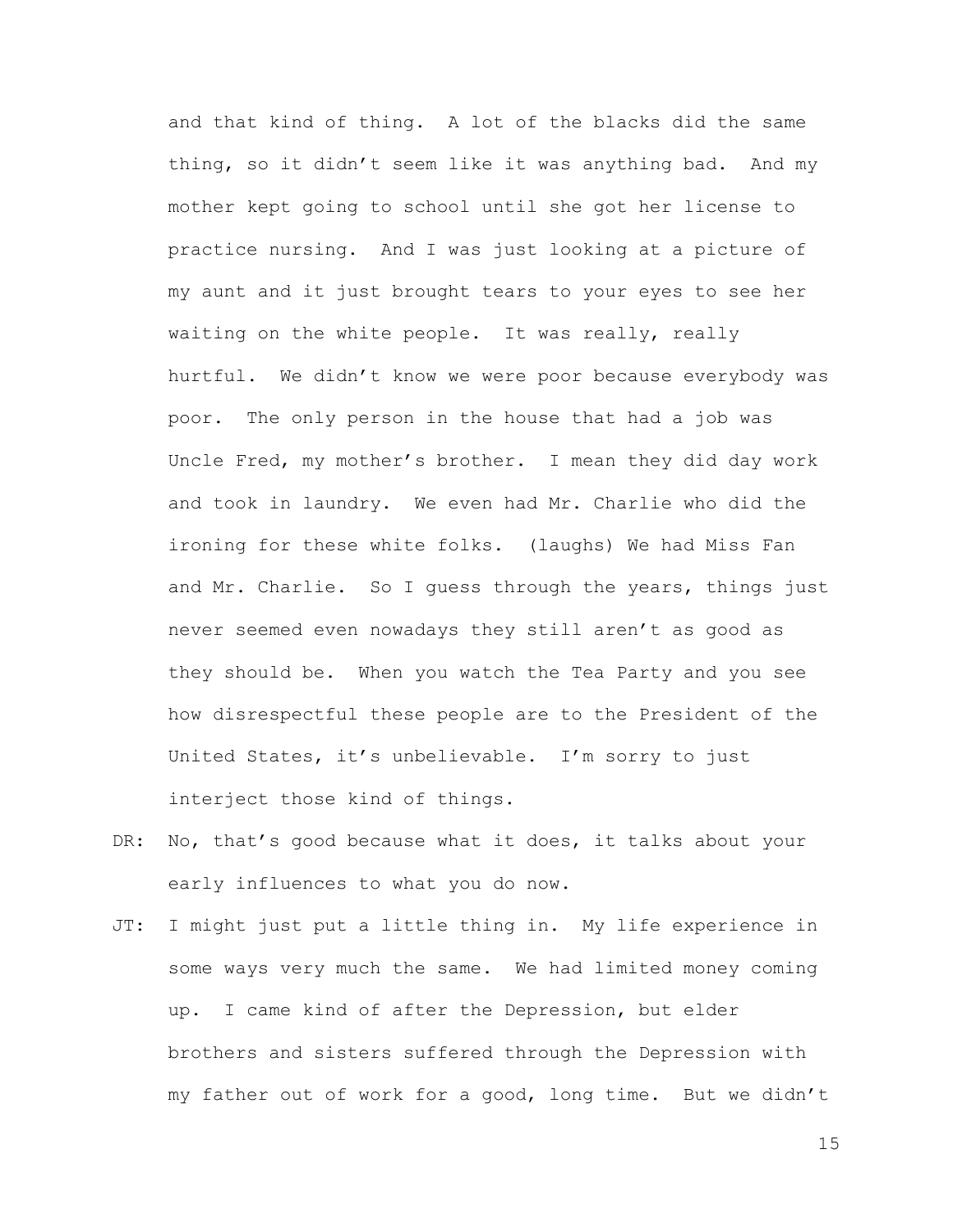and that kind of thing.  A lot of the blacks did the same thing, so it didn't seem like it was anything bad.  And my mother kept going to school until she got her license to practice nursing.  And I was just looking at a picture of my aunt and it just brought tears to your eyes to see her waiting on the white people.  It was really, really hurtful.  We didn't know we were poor because everybody was poor.  The only person in the house that had a job was Uncle Fred, my mother's brother.  I mean they did day work and took in laundry.  We even had Mr. Charlie who did the ironing for these white folks.  (laughs) We had Miss Fan and Mr. Charlie.  So I guess through the years, things just never seemed even nowadays they still aren't as good as they should be.  When you watch the Tea Party and you see how disrespectful these people are to the President of the United States, it's unbelievable.  I'm sorry to just interject those kind of things.

DR: No, that's good because what it does, it talks about your early influences to what you do now.

JT: I might just put a little thing in.  My life experience in some ways very much the same.  We had limited money coming up.  I came kind of after the Depression, but elder brothers and sisters suffered through the Depression with my father out of work for a good, long time.  But we didn't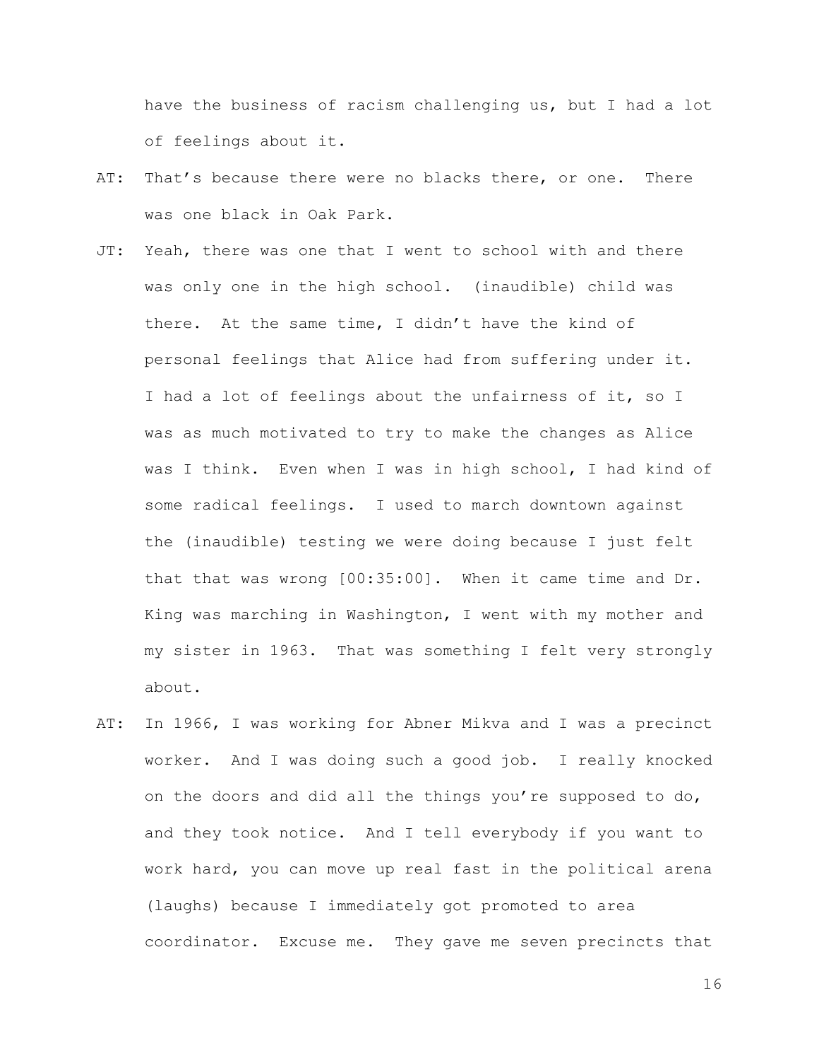have the business of racism challenging us, but I had a lot of feelings about it.

AT: That's because there were no blacks there, or one. There was one black in Oak Park.

JT: Yeah, there was one that I went to school with and there was only one in the high school. (inaudible) child was there. At the same time, I didn't have the kind of personal feelings that Alice had from suffering under it. I had a lot of feelings about the unfairness of it, so I was as much motivated to try to make the changes as Alice was I think. Even when I was in high school, I had kind of some radical feelings. I used to march downtown against the (inaudible) testing we were doing because I just felt that that was wrong [00:35:00]. When it came time and Dr. King was marching in Washington, I went with my mother and my sister in 1963. That was something I felt very strongly about.

AT: In 1966, I was working for Abner Mikva and I was a precinct worker. And I was doing such a good job. I really knocked on the doors and did all the things you're supposed to do, and they took notice. And I tell everybody if you want to work hard, you can move up real fast in the political arena (laughs) because I immediately got promoted to area coordinator. Excuse me. They gave me seven precincts that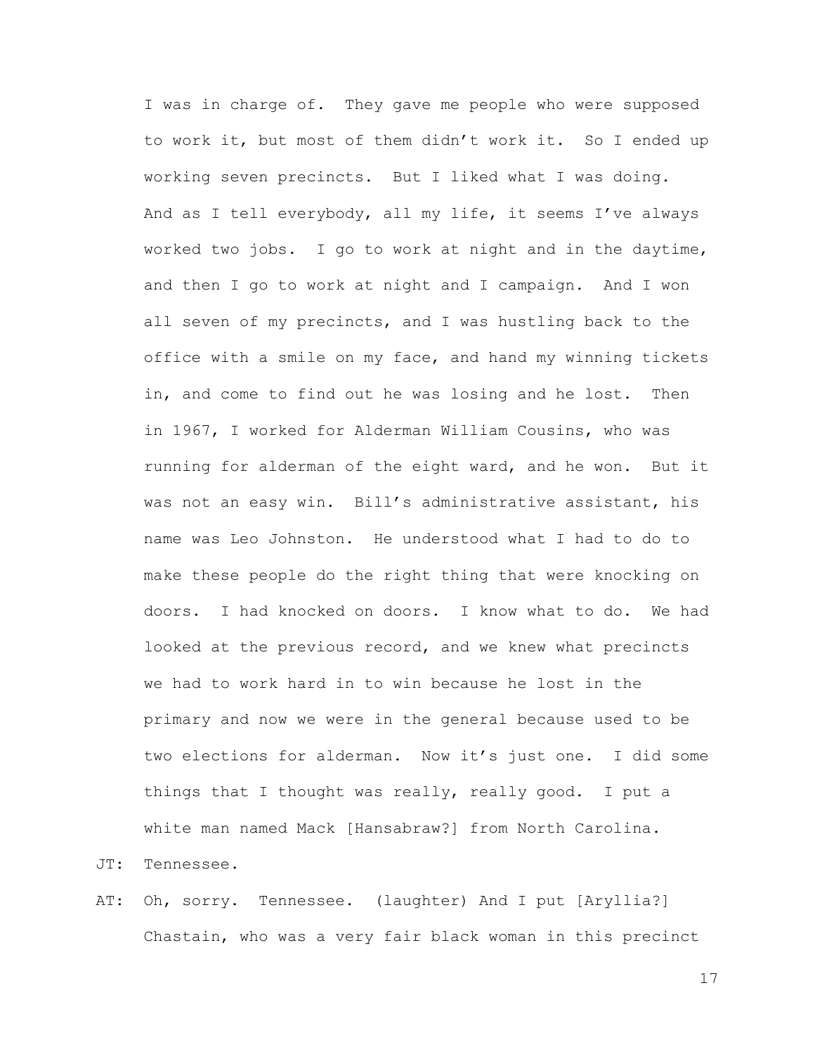I was in charge of. They gave me people who were supposed to work it, but most of them didn't work it. So I ended up working seven precincts. But I liked what I was doing. And as I tell everybody, all my life, it seems I've always worked two jobs. I go to work at night and in the daytime, and then I go to work at night and I campaign. And I won all seven of my precincts, and I was hustling back to the office with a smile on my face, and hand my winning tickets in, and come to find out he was losing and he lost. Then in 1967, I worked for Alderman William Cousins, who was running for alderman of the eight ward, and he won. But it was not an easy win. Bill's administrative assistant, his name was Leo Johnston. He understood what I had to do to make these people do the right thing that were knocking on doors. I had knocked on doors. I know what to do. We had looked at the previous record, and we knew what precincts we had to work hard in to win because he lost in the primary and now we were in the general because used to be two elections for alderman. Now it's just one. I did some things that I thought was really, really good. I put a white man named Mack [Hansabraw?] from North Carolina.

JT: Tennessee.

AT: Oh, sorry. Tennessee. (laughter) And I put [Aryllia?] Chastain, who was a very fair black woman in this precinct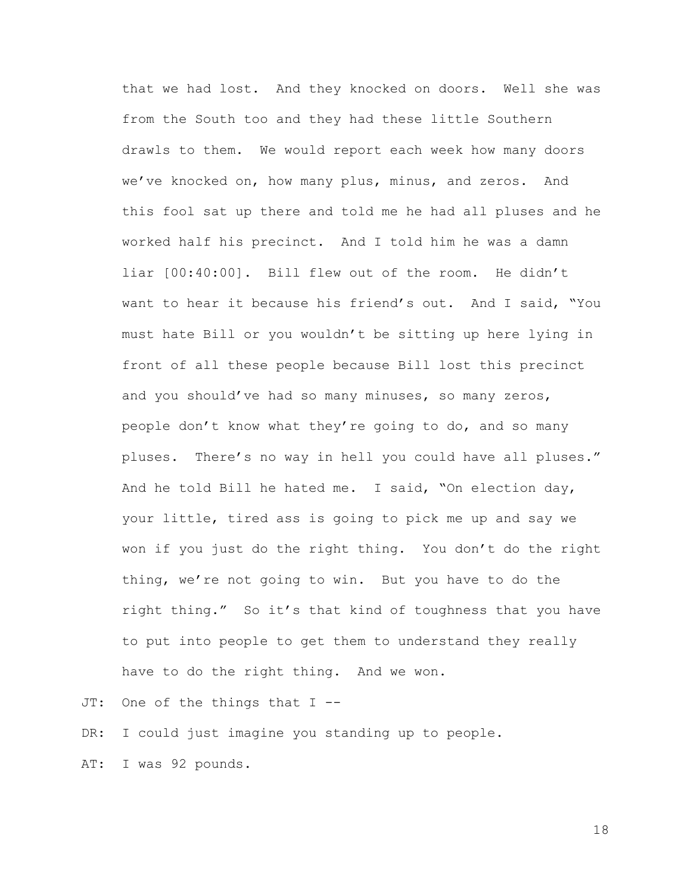that we had lost. And they knocked on doors. Well she was from the South too and they had these little Southern drawls to them. We would report each week how many doors we've knocked on, how many plus, minus, and zeros. And this fool sat up there and told me he had all pluses and he worked half his precinct. And I told him he was a damn liar [00:40:00]. Bill flew out of the room. He didn't want to hear it because his friend's out. And I said, "You must hate Bill or you wouldn't be sitting up here lying in front of all these people because Bill lost this precinct and you should've had so many minuses, so many zeros, people don't know what they're going to do, and so many pluses. There's no way in hell you could have all pluses." And he told Bill he hated me. I said, "On election day, your little, tired ass is going to pick me up and say we won if you just do the right thing. You don't do the right thing, we're not going to win. But you have to do the right thing." So it's that kind of toughness that you have to put into people to get them to understand they really have to do the right thing. And we won.

JT: One of the things that I --

DR: I could just imagine you standing up to people.

AT: I was 92 pounds.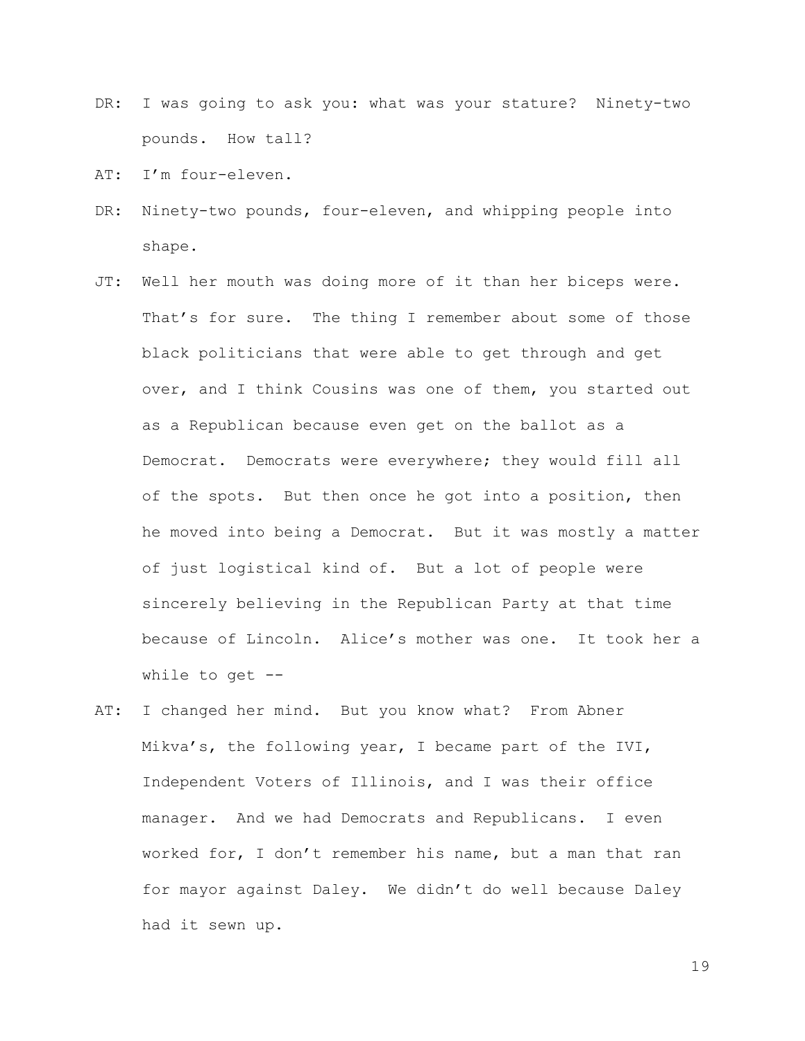DR: I was going to ask you: what was your stature? Ninety-two pounds. How tall?

AT: I'm four-eleven.

DR: Ninety-two pounds, four-eleven, and whipping people into shape.

JT: Well her mouth was doing more of it than her biceps were. That's for sure. The thing I remember about some of those black politicians that were able to get through and get over, and I think Cousins was one of them, you started out as a Republican because even get on the ballot as a Democrat. Democrats were everywhere; they would fill all of the spots. But then once he got into a position, then he moved into being a Democrat. But it was mostly a matter of just logistical kind of. But a lot of people were sincerely believing in the Republican Party at that time because of Lincoln. Alice's mother was one. It took her a while to get --

AT: I changed her mind. But you know what? From Abner Mikva's, the following year, I became part of the IVI, Independent Voters of Illinois, and I was their office manager. And we had Democrats and Republicans. I even worked for, I don't remember his name, but a man that ran for mayor against Daley. We didn't do well because Daley had it sewn up.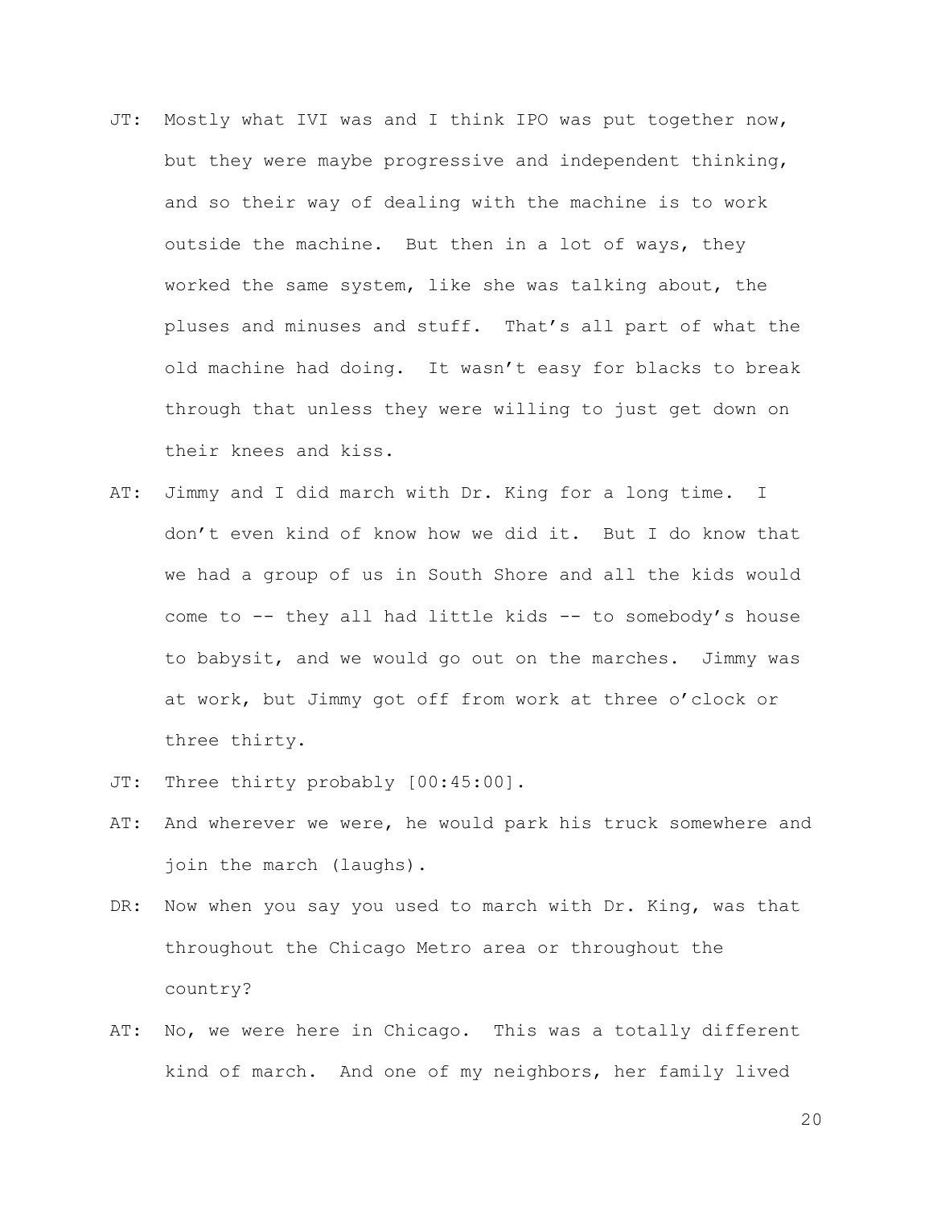JT: Mostly what IVI was and I think IPO was put together now, but they were maybe progressive and independent thinking, and so their way of dealing with the machine is to work outside the machine. But then in a lot of ways, they worked the same system, like she was talking about, the pluses and minuses and stuff. That's all part of what the old machine had doing. It wasn't easy for blacks to break through that unless they were willing to just get down on their knees and kiss.

AT: Jimmy and I did march with Dr. King for a long time. I don't even kind of know how we did it. But I do know that we had a group of us in South Shore and all the kids would come to -- they all had little kids -- to somebody's house to babysit, and we would go out on the marches. Jimmy was at work, but Jimmy got off from work at three o'clock or three thirty.

JT: Three thirty probably [00:45:00].

AT: And wherever we were, he would park his truck somewhere and join the march (laughs).

DR: Now when you say you used to march with Dr. King, was that throughout the Chicago Metro area or throughout the country?

AT: No, we were here in Chicago. This was a totally different kind of march. And one of my neighbors, her family lived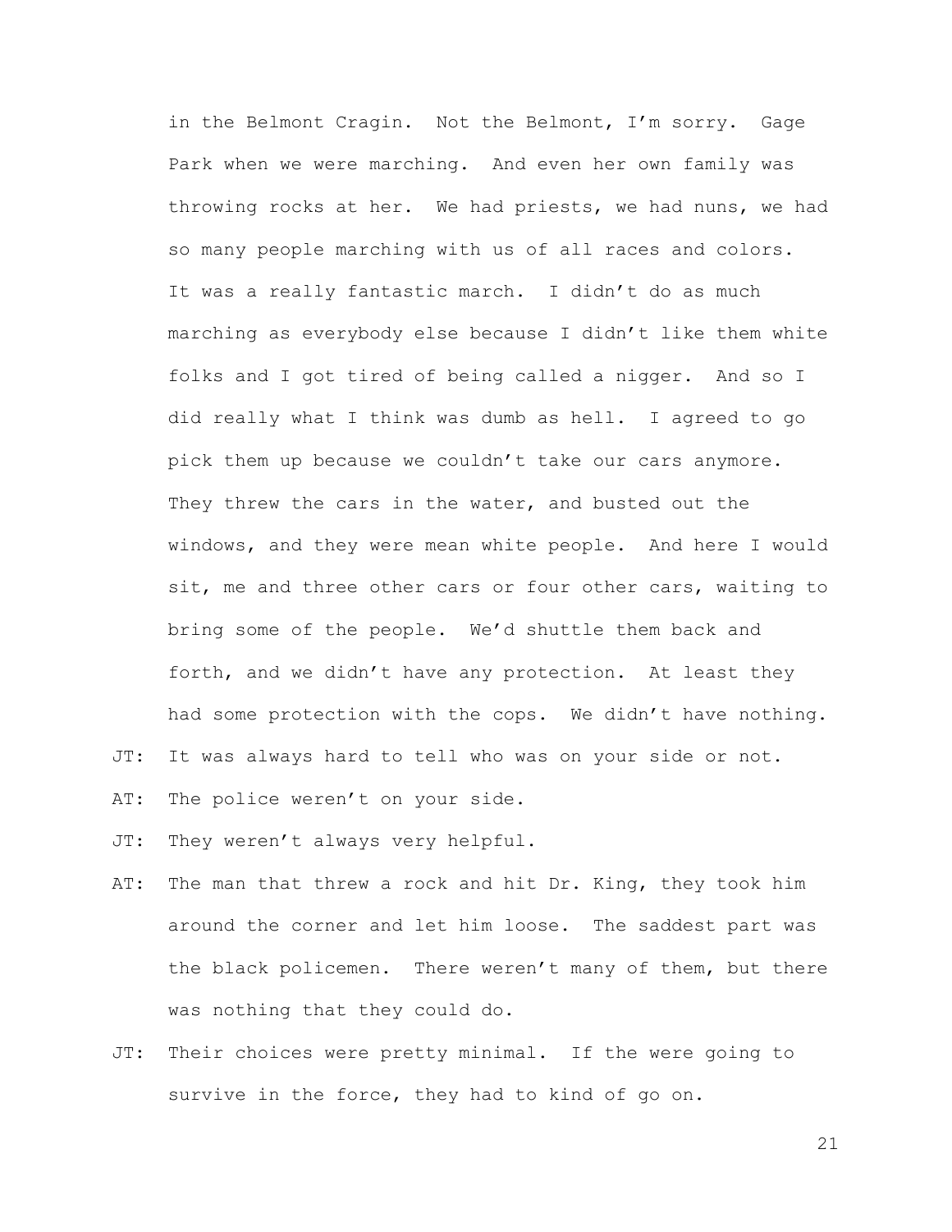in the Belmont Cragin. Not the Belmont, I'm sorry. Gage Park when we were marching. And even her own family was throwing rocks at her. We had priests, we had nuns, we had so many people marching with us of all races and colors. It was a really fantastic march. I didn't do as much marching as everybody else because I didn't like them white folks and I got tired of being called a nigger. And so I did really what I think was dumb as hell. I agreed to go pick them up because we couldn't take our cars anymore. They threw the cars in the water, and busted out the windows, and they were mean white people. And here I would sit, me and three other cars or four other cars, waiting to bring some of the people. We'd shuttle them back and forth, and we didn't have any protection. At least they had some protection with the cops. We didn't have nothing.

JT: It was always hard to tell who was on your side or not.

AT: The police weren't on your side.

JT: They weren't always very helpful.

AT: The man that threw a rock and hit Dr. King, they took him around the corner and let him loose. The saddest part was the black policemen. There weren't many of them, but there was nothing that they could do.

JT: Their choices were pretty minimal. If the were going to survive in the force, they had to kind of go on.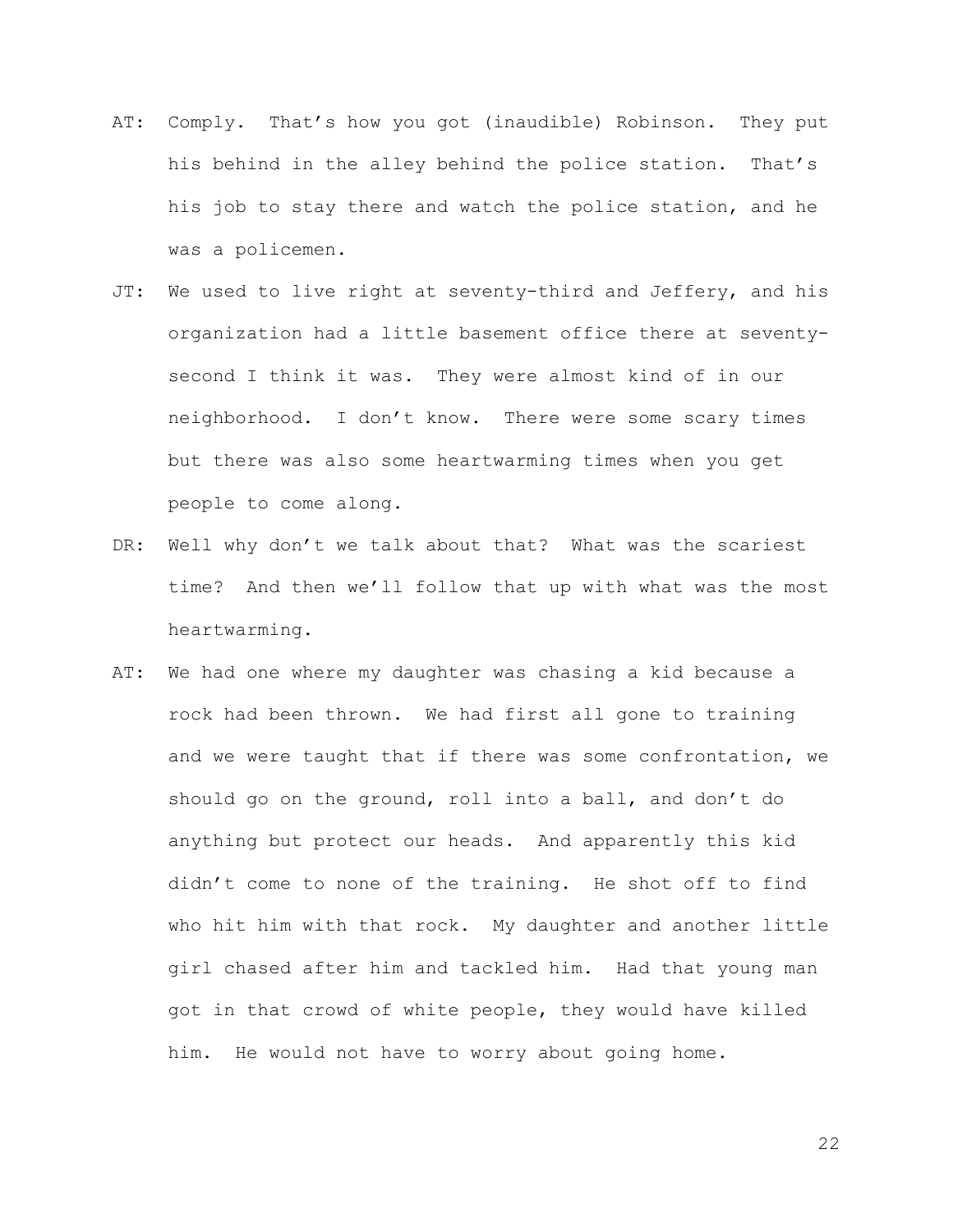AT: Comply. That's how you got (inaudible) Robinson. They put his behind in the alley behind the police station. That's his job to stay there and watch the police station, and he was a policemen.

JT: We used to live right at seventy-third and Jeffery, and his organization had a little basement office there at seventy-second I think it was. They were almost kind of in our neighborhood. I don't know. There were some scary times but there was also some heartwarming times when you get people to come along.

DR: Well why don't we talk about that? What was the scariest time? And then we'll follow that up with what was the most heartwarming.

AT: We had one where my daughter was chasing a kid because a rock had been thrown. We had first all gone to training and we were taught that if there was some confrontation, we should go on the ground, roll into a ball, and don't do anything but protect our heads. And apparently this kid didn't come to none of the training. He shot off to find who hit him with that rock. My daughter and another little girl chased after him and tackled him. Had that young man got in that crowd of white people, they would have killed him. He would not have to worry about going home.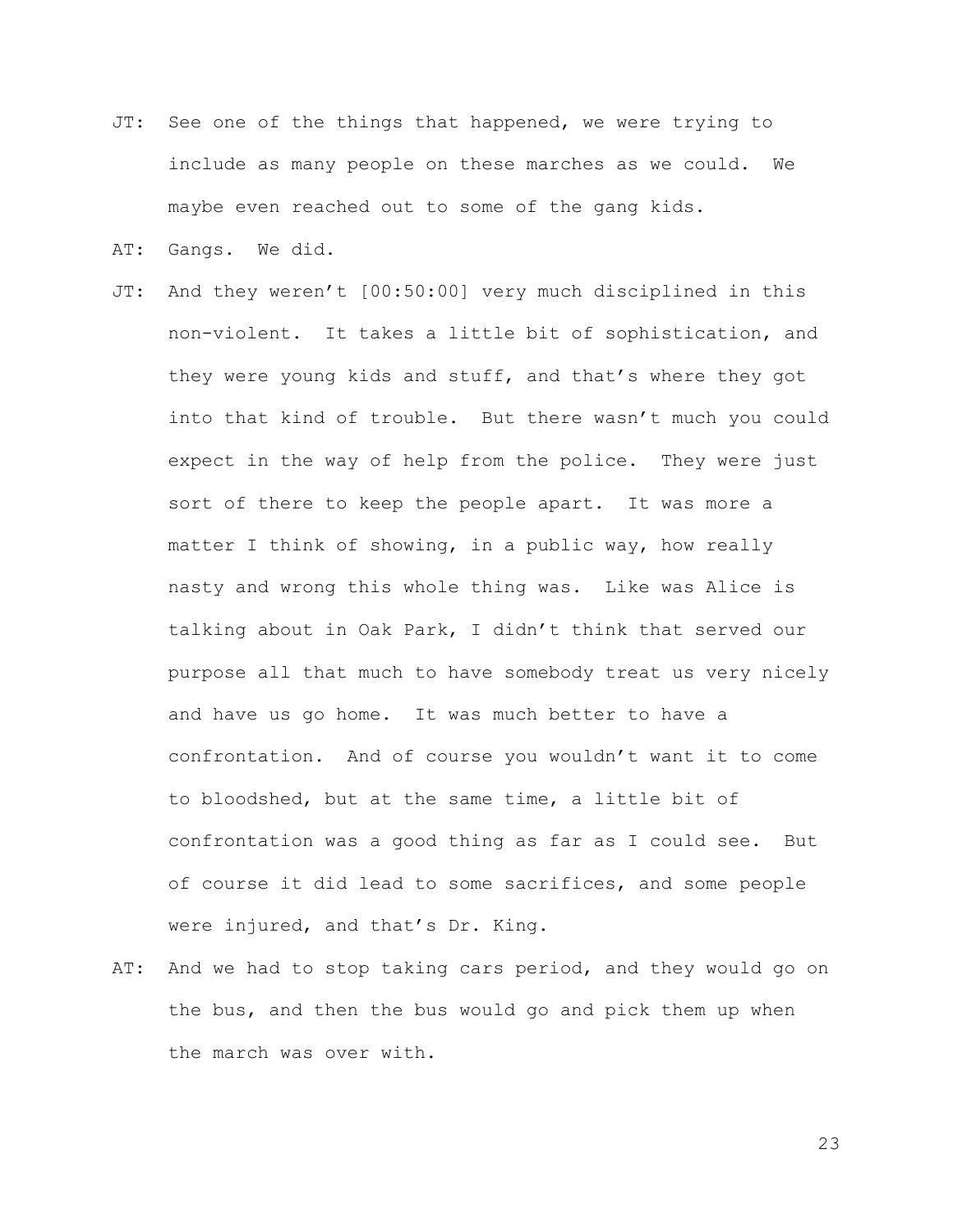JT: See one of the things that happened, we were trying to include as many people on these marches as we could. We maybe even reached out to some of the gang kids.

AT: Gangs. We did.

JT: And they weren't [00:50:00] very much disciplined in this non-violent. It takes a little bit of sophistication, and they were young kids and stuff, and that's where they got into that kind of trouble. But there wasn't much you could expect in the way of help from the police. They were just sort of there to keep the people apart. It was more a matter I think of showing, in a public way, how really nasty and wrong this whole thing was. Like was Alice is talking about in Oak Park, I didn't think that served our purpose all that much to have somebody treat us very nicely and have us go home. It was much better to have a confrontation. And of course you wouldn't want it to come to bloodshed, but at the same time, a little bit of confrontation was a good thing as far as I could see. But of course it did lead to some sacrifices, and some people were injured, and that's Dr. King.

AT: And we had to stop taking cars period, and they would go on the bus, and then the bus would go and pick them up when the march was over with.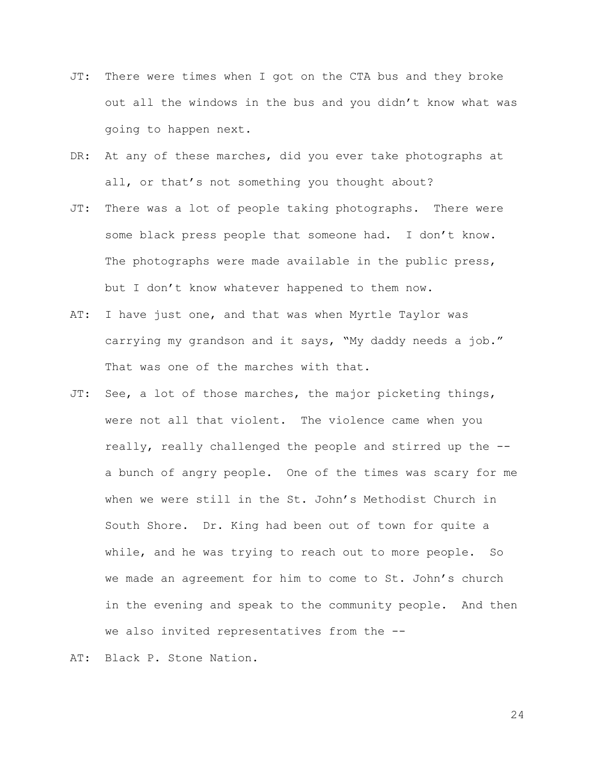JT: There were times when I got on the CTA bus and they broke out all the windows in the bus and you didn't know what was going to happen next.

DR: At any of these marches, did you ever take photographs at all, or that's not something you thought about?

JT: There was a lot of people taking photographs. There were some black press people that someone had. I don't know. The photographs were made available in the public press, but I don't know whatever happened to them now.

AT: I have just one, and that was when Myrtle Taylor was carrying my grandson and it says, "My daddy needs a job." That was one of the marches with that.

JT: See, a lot of those marches, the major picketing things, were not all that violent. The violence came when you really, really challenged the people and stirred up the -- a bunch of angry people. One of the times was scary for me when we were still in the St. John's Methodist Church in South Shore. Dr. King had been out of town for quite a while, and he was trying to reach out to more people. So we made an agreement for him to come to St. John's church in the evening and speak to the community people. And then we also invited representatives from the --

AT: Black P. Stone Nation.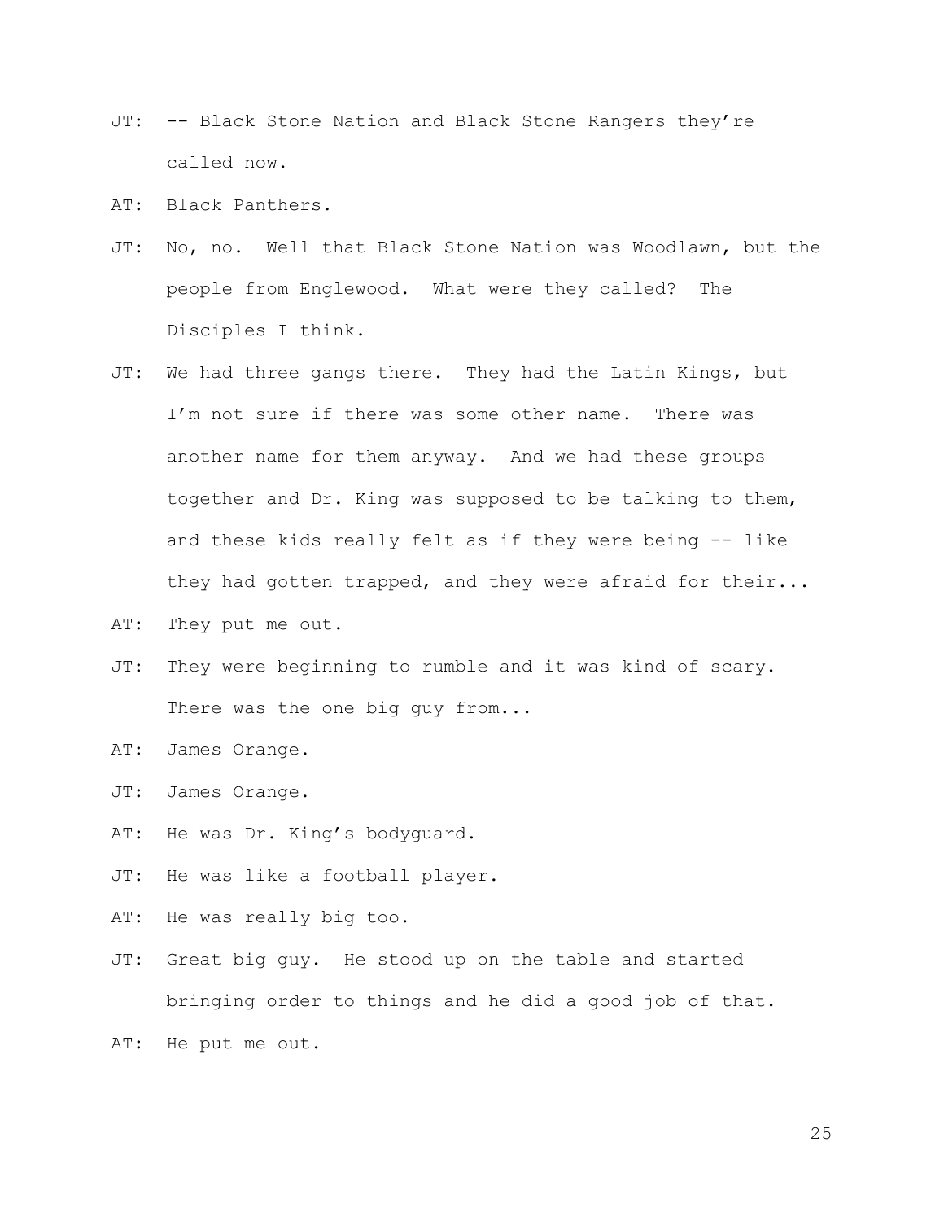JT: -- Black Stone Nation and Black Stone Rangers they're called now.

AT: Black Panthers.

JT: No, no. Well that Black Stone Nation was Woodlawn, but the people from Englewood. What were they called? The Disciples I think.

JT: We had three gangs there. They had the Latin Kings, but I'm not sure if there was some other name. There was another name for them anyway. And we had these groups together and Dr. King was supposed to be talking to them, and these kids really felt as if they were being -- like they had gotten trapped, and they were afraid for their...

AT: They put me out.

JT: They were beginning to rumble and it was kind of scary. There was the one big guy from...

AT: James Orange.

JT: James Orange.

AT: He was Dr. King's bodyguard.

JT: He was like a football player.

AT: He was really big too.

JT: Great big guy. He stood up on the table and started bringing order to things and he did a good job of that.

AT: He put me out.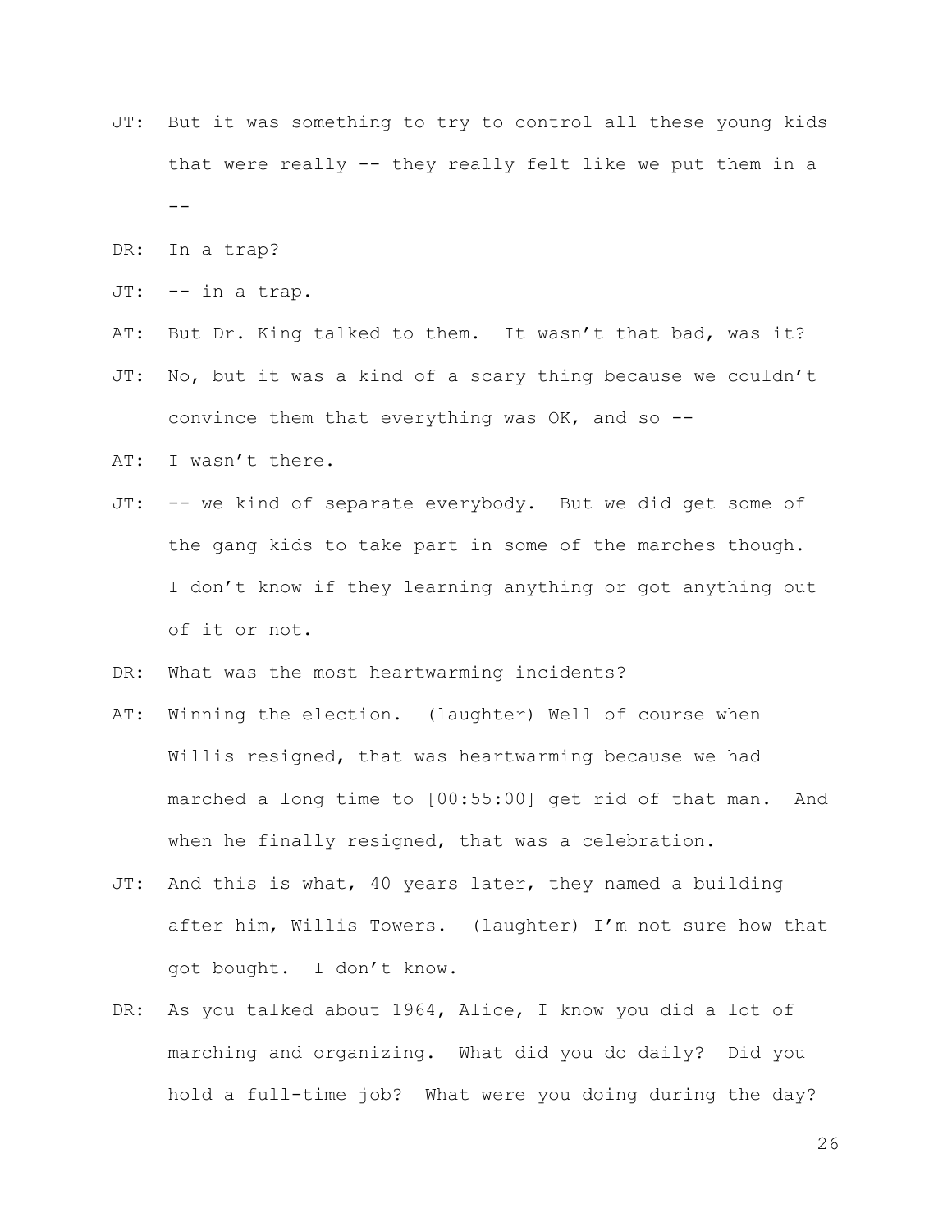JT: But it was something to try to control all these young kids that were really -- they really felt like we put them in a --

DR: In a trap?

JT: -- in a trap.

AT: But Dr. King talked to them. It wasn't that bad, was it?

JT: No, but it was a kind of a scary thing because we couldn't convince them that everything was OK, and so --

AT: I wasn't there.

JT: -- we kind of separate everybody. But we did get some of the gang kids to take part in some of the marches though. I don't know if they learning anything or got anything out of it or not.

DR: What was the most heartwarming incidents?

AT: Winning the election. (laughter) Well of course when Willis resigned, that was heartwarming because we had marched a long time to [00:55:00] get rid of that man. And when he finally resigned, that was a celebration.

JT: And this is what, 40 years later, they named a building after him, Willis Towers. (laughter) I'm not sure how that got bought. I don't know.

DR: As you talked about 1964, Alice, I know you did a lot of marching and organizing. What did you do daily? Did you hold a full-time job? What were you doing during the day?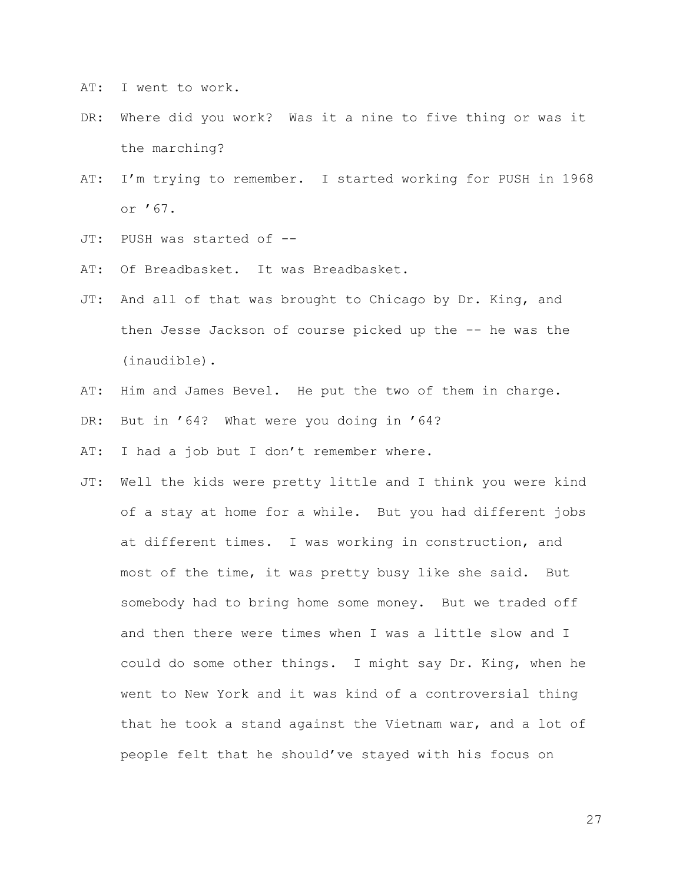AT: I went to work.

DR: Where did you work? Was it a nine to five thing or was it the marching?

AT: I'm trying to remember. I started working for PUSH in 1968 or '67.

JT: PUSH was started of --

AT: Of Breadbasket. It was Breadbasket.

JT: And all of that was brought to Chicago by Dr. King, and then Jesse Jackson of course picked up the -- he was the (inaudible).

AT: Him and James Bevel. He put the two of them in charge.

DR: But in '64? What were you doing in '64?

AT: I had a job but I don't remember where.

JT: Well the kids were pretty little and I think you were kind of a stay at home for a while. But you had different jobs at different times. I was working in construction, and most of the time, it was pretty busy like she said. But somebody had to bring home some money. But we traded off and then there were times when I was a little slow and I could do some other things. I might say Dr. King, when he went to New York and it was kind of a controversial thing that he took a stand against the Vietnam war, and a lot of people felt that he should've stayed with his focus on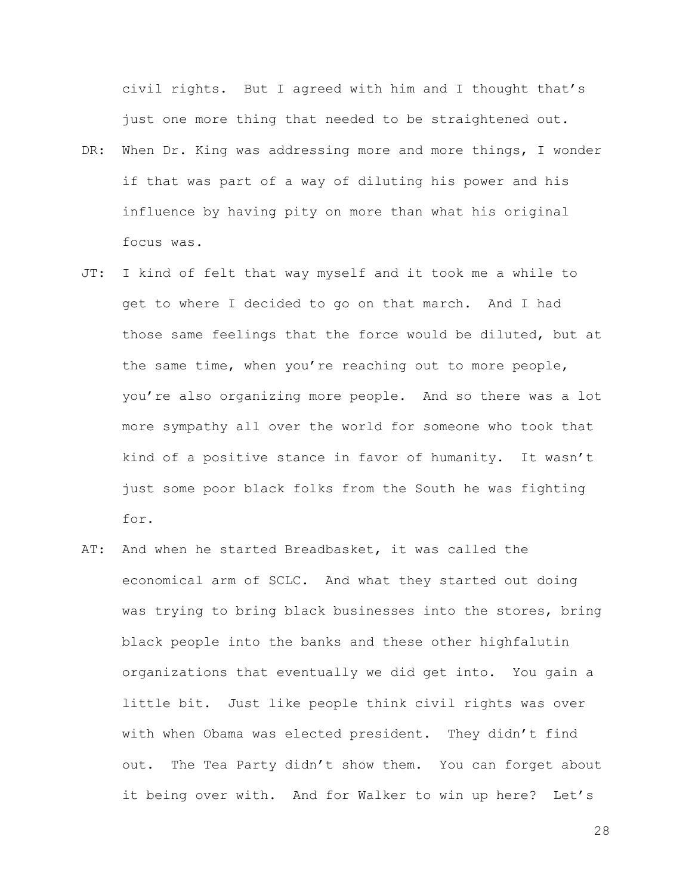civil rights. But I agreed with him and I thought that's just one more thing that needed to be straightened out.

DR: When Dr. King was addressing more and more things, I wonder if that was part of a way of diluting his power and his influence by having pity on more than what his original focus was.

JT: I kind of felt that way myself and it took me a while to get to where I decided to go on that march. And I had those same feelings that the force would be diluted, but at the same time, when you're reaching out to more people, you're also organizing more people. And so there was a lot more sympathy all over the world for someone who took that kind of a positive stance in favor of humanity. It wasn't just some poor black folks from the South he was fighting for.

AT: And when he started Breadbasket, it was called the economical arm of SCLC. And what they started out doing was trying to bring black businesses into the stores, bring black people into the banks and these other highfalutin organizations that eventually we did get into. You gain a little bit. Just like people think civil rights was over with when Obama was elected president. They didn't find out. The Tea Party didn't show them. You can forget about it being over with. And for Walker to win up here? Let's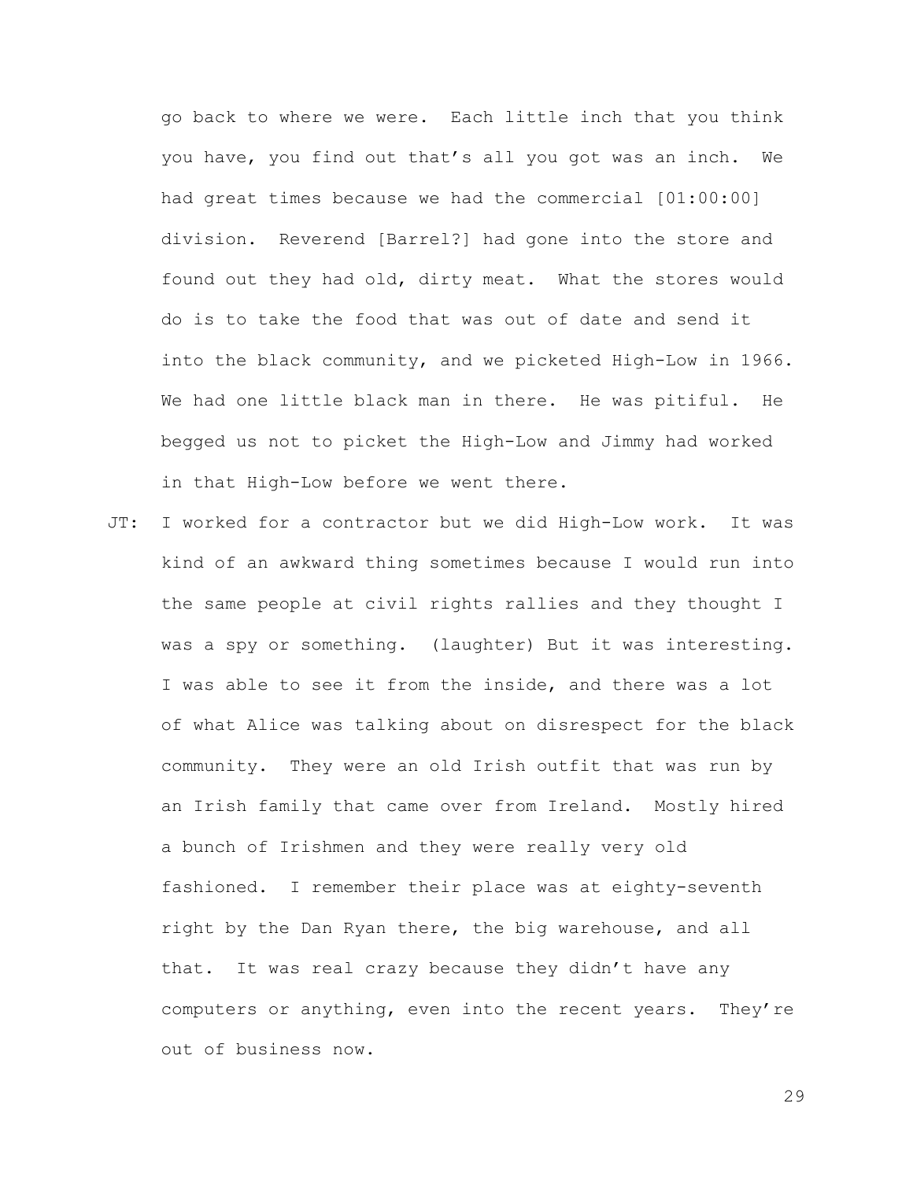go back to where we were. Each little inch that you think you have, you find out that's all you got was an inch. We had great times because we had the commercial [01:00:00] division. Reverend [Barrel?] had gone into the store and found out they had old, dirty meat. What the stores would do is to take the food that was out of date and send it into the black community, and we picketed High-Low in 1966. We had one little black man in there. He was pitiful. He begged us not to picket the High-Low and Jimmy had worked in that High-Low before we went there.

JT: I worked for a contractor but we did High-Low work. It was kind of an awkward thing sometimes because I would run into the same people at civil rights rallies and they thought I was a spy or something. (laughter) But it was interesting. I was able to see it from the inside, and there was a lot of what Alice was talking about on disrespect for the black community. They were an old Irish outfit that was run by an Irish family that came over from Ireland. Mostly hired a bunch of Irishmen and they were really very old fashioned. I remember their place was at eighty-seventh right by the Dan Ryan there, the big warehouse, and all that. It was real crazy because they didn't have any computers or anything, even into the recent years. They're out of business now.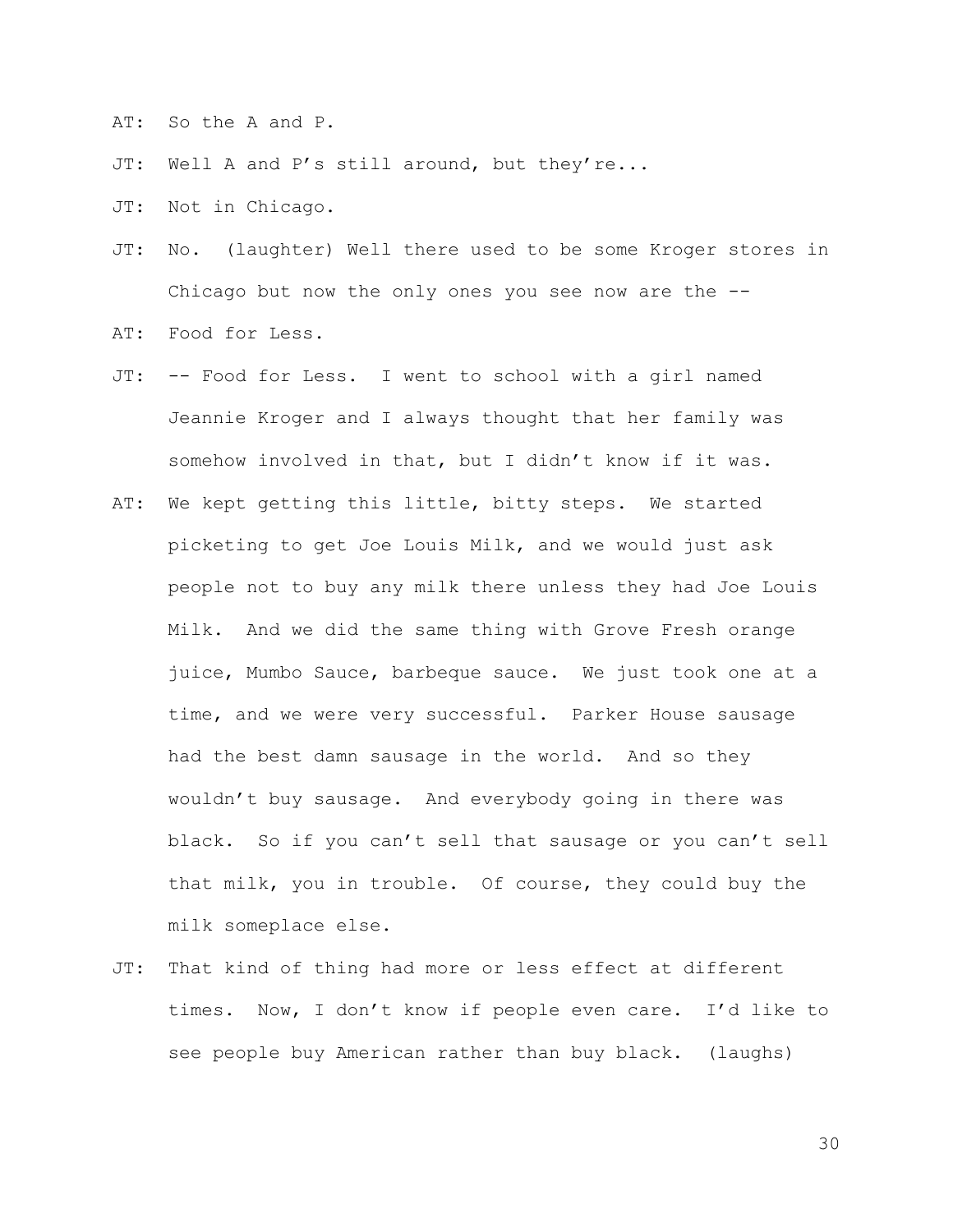AT: So the A and P.

JT: Well A and P's still around, but they're...

JT: Not in Chicago.

JT: No. (laughter) Well there used to be some Kroger stores in Chicago but now the only ones you see now are the --

AT: Food for Less.

JT: -- Food for Less. I went to school with a girl named Jeannie Kroger and I always thought that her family was somehow involved in that, but I didn't know if it was.

AT: We kept getting this little, bitty steps. We started picketing to get Joe Louis Milk, and we would just ask people not to buy any milk there unless they had Joe Louis Milk. And we did the same thing with Grove Fresh orange juice, Mumbo Sauce, barbeque sauce. We just took one at a time, and we were very successful. Parker House sausage had the best damn sausage in the world. And so they wouldn't buy sausage. And everybody going in there was black. So if you can't sell that sausage or you can't sell that milk, you in trouble. Of course, they could buy the milk someplace else.

JT: That kind of thing had more or less effect at different times. Now, I don't know if people even care. I'd like to see people buy American rather than buy black. (laughs)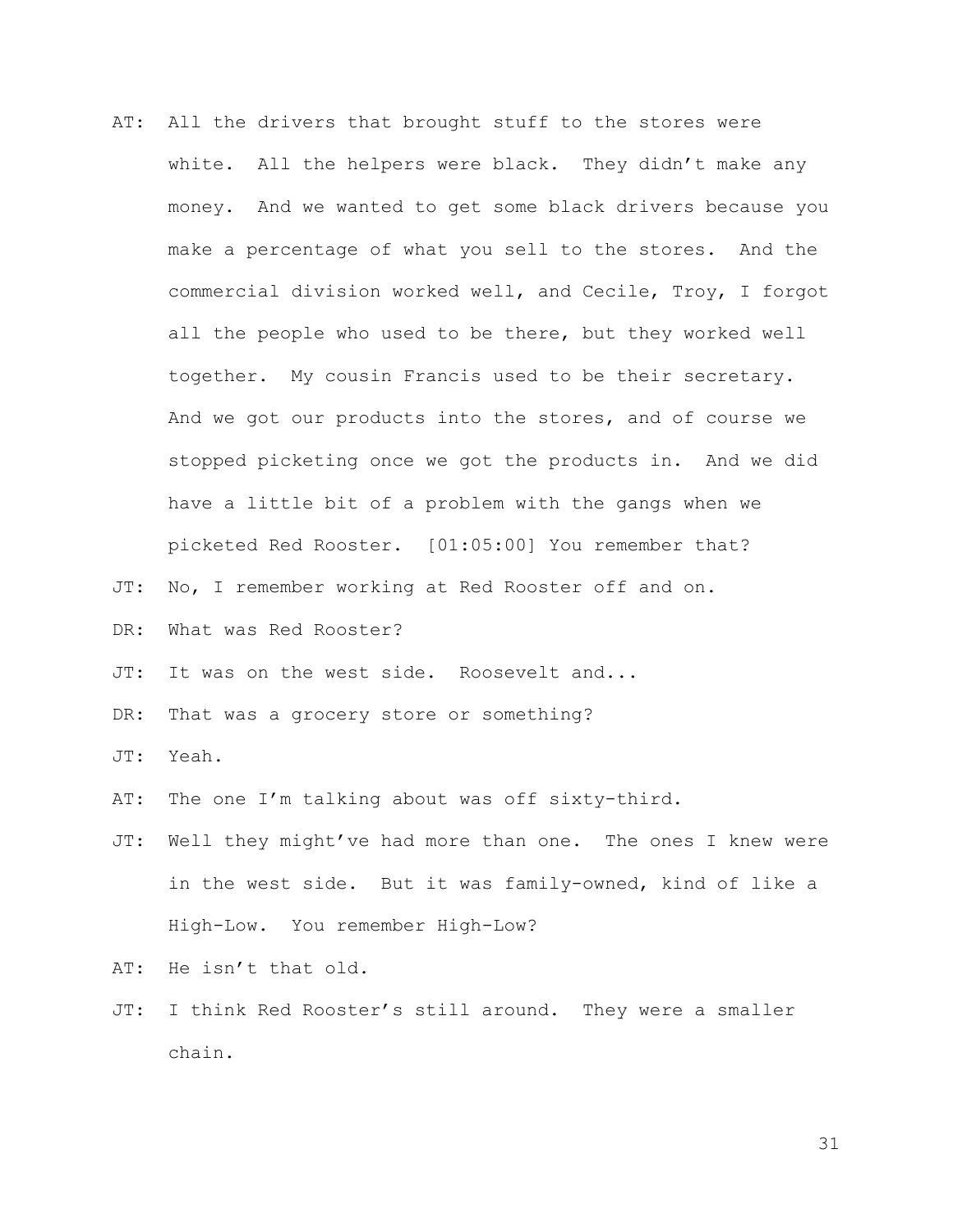AT: All the drivers that brought stuff to the stores were white. All the helpers were black. They didn't make any money. And we wanted to get some black drivers because you make a percentage of what you sell to the stores. And the commercial division worked well, and Cecile, Troy, I forgot all the people who used to be there, but they worked well together. My cousin Francis used to be their secretary. And we got our products into the stores, and of course we stopped picketing once we got the products in. And we did have a little bit of a problem with the gangs when we picketed Red Rooster. [01:05:00] You remember that?

JT: No, I remember working at Red Rooster off and on.

DR: What was Red Rooster?

JT: It was on the west side. Roosevelt and...

DR: That was a grocery store or something?

JT: Yeah.

AT: The one I'm talking about was off sixty-third.

JT: Well they might've had more than one. The ones I knew were in the west side. But it was family-owned, kind of like a High-Low. You remember High-Low?

AT: He isn't that old.

JT: I think Red Rooster's still around. They were a smaller chain.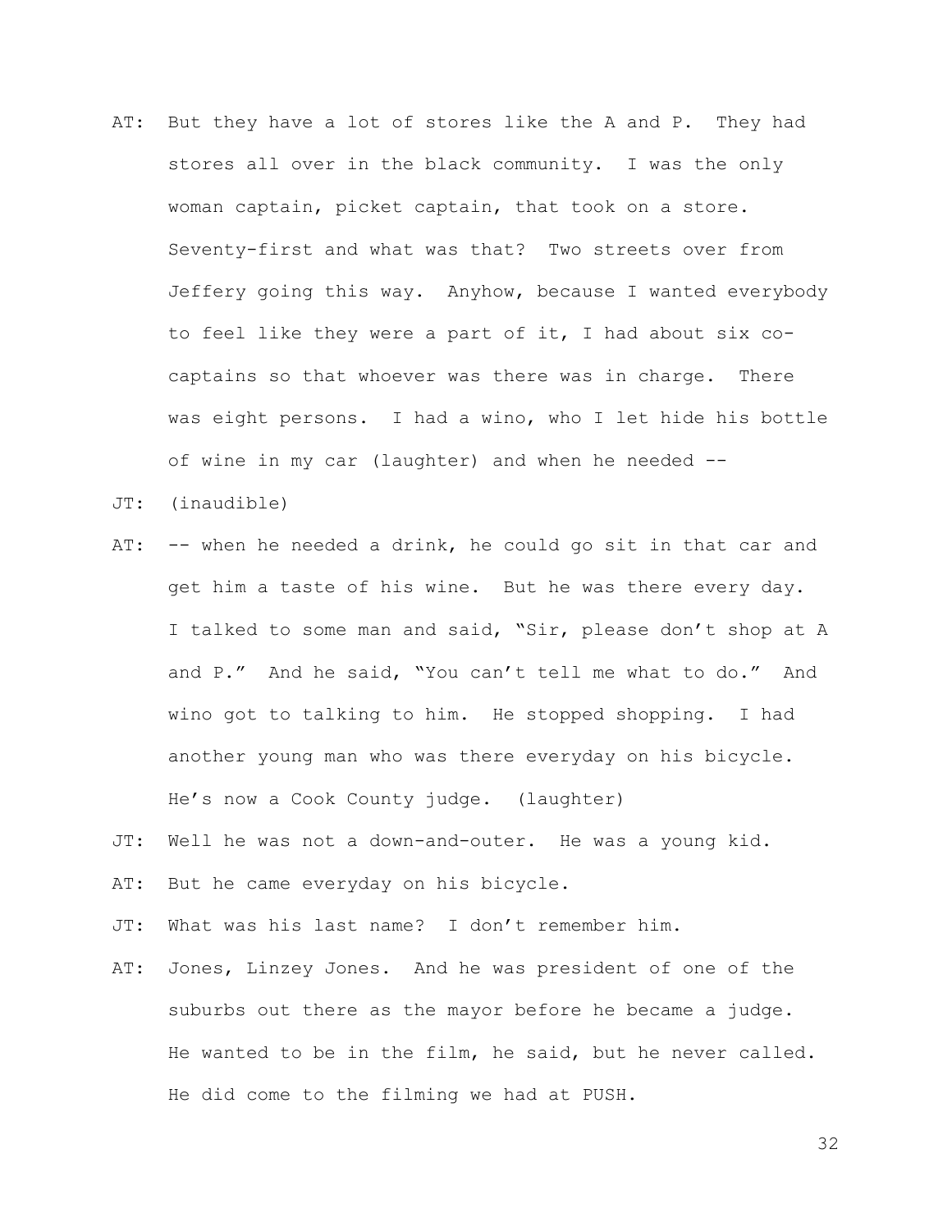AT: But they have a lot of stores like the A and P. They had stores all over in the black community. I was the only woman captain, picket captain, that took on a store. Seventy-first and what was that? Two streets over from Jeffery going this way. Anyhow, because I wanted everybody to feel like they were a part of it, I had about six co-captains so that whoever was there was in charge. There was eight persons. I had a wino, who I let hide his bottle of wine in my car (laughter) and when he needed --

JT: (inaudible)

AT: -- when he needed a drink, he could go sit in that car and get him a taste of his wine. But he was there every day. I talked to some man and said, "Sir, please don't shop at A and P." And he said, "You can't tell me what to do." And wino got to talking to him. He stopped shopping. I had another young man who was there everyday on his bicycle. He's now a Cook County judge. (laughter)

JT: Well he was not a down-and-outer. He was a young kid.

AT: But he came everyday on his bicycle.

JT: What was his last name? I don't remember him.

AT: Jones, Linzey Jones. And he was president of one of the suburbs out there as the mayor before he became a judge. He wanted to be in the film, he said, but he never called. He did come to the filming we had at PUSH.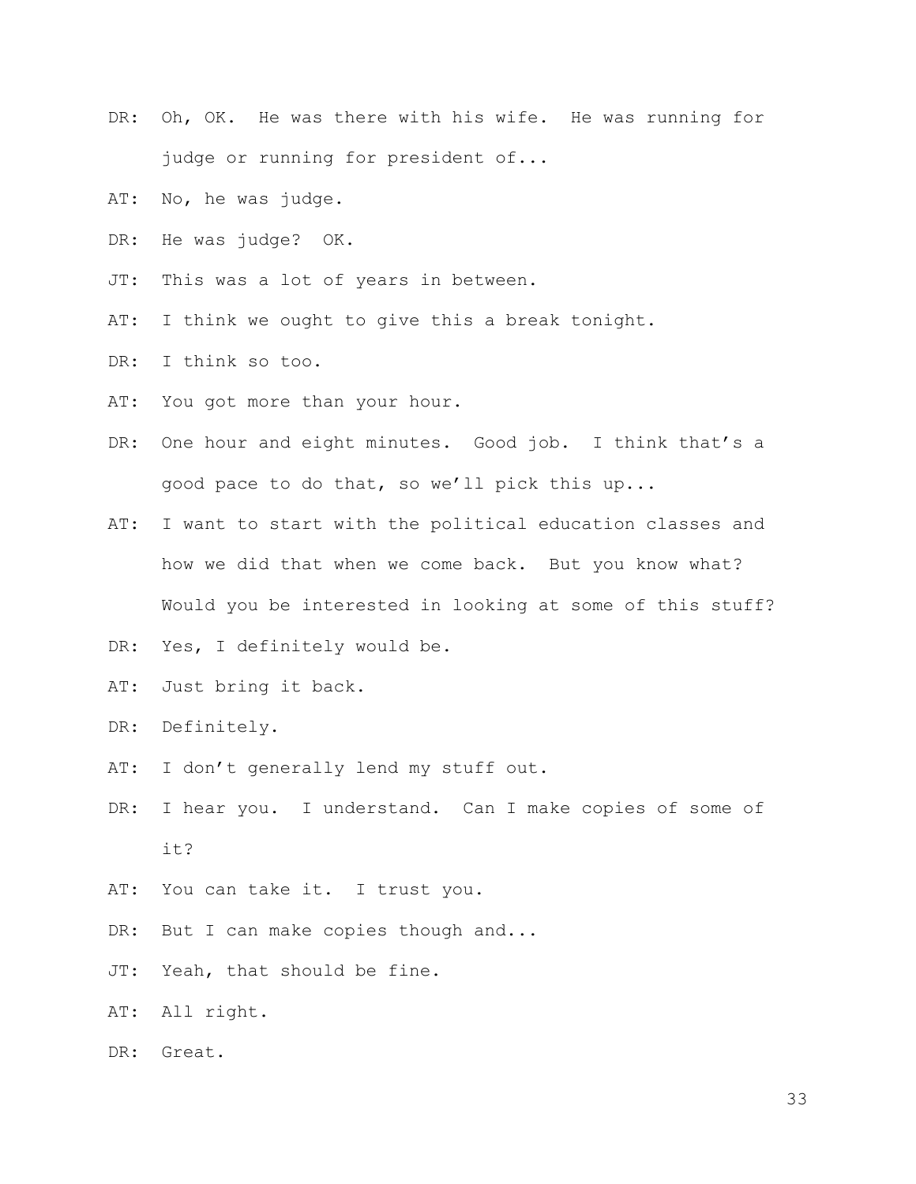DR: Oh, OK. He was there with his wife. He was running for judge or running for president of...

AT: No, he was judge.

DR: He was judge? OK.

JT: This was a lot of years in between.

AT: I think we ought to give this a break tonight.

DR: I think so too.

AT: You got more than your hour.

DR: One hour and eight minutes. Good job. I think that's a good pace to do that, so we'll pick this up...

AT: I want to start with the political education classes and how we did that when we come back. But you know what? Would you be interested in looking at some of this stuff?

DR: Yes, I definitely would be.

AT: Just bring it back.

DR: Definitely.

AT: I don't generally lend my stuff out.

DR: I hear you. I understand. Can I make copies of some of it?

AT: You can take it. I trust you.

DR: But I can make copies though and...

JT: Yeah, that should be fine.

AT: All right.

DR: Great.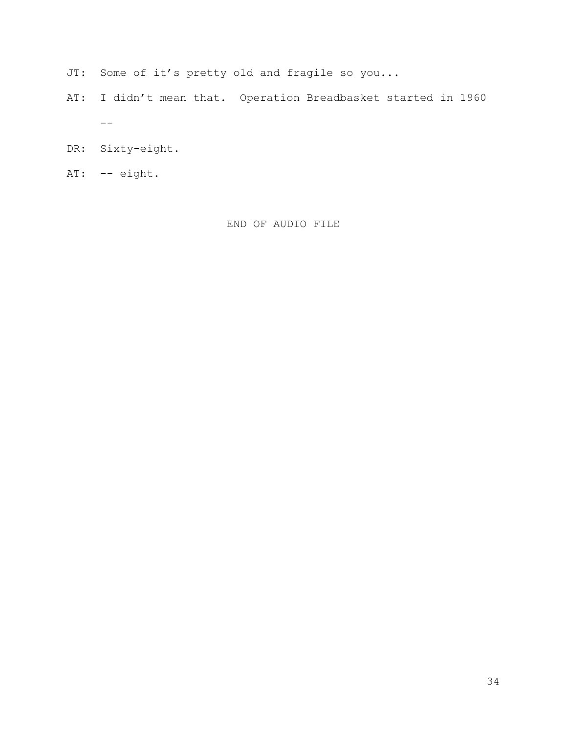JT: Some of it's pretty old and fragile so you...

AT: I didn't mean that. Operation Breadbasket started in 1960 --

DR: Sixty-eight.

AT: -- eight.

END OF AUDIO FILE